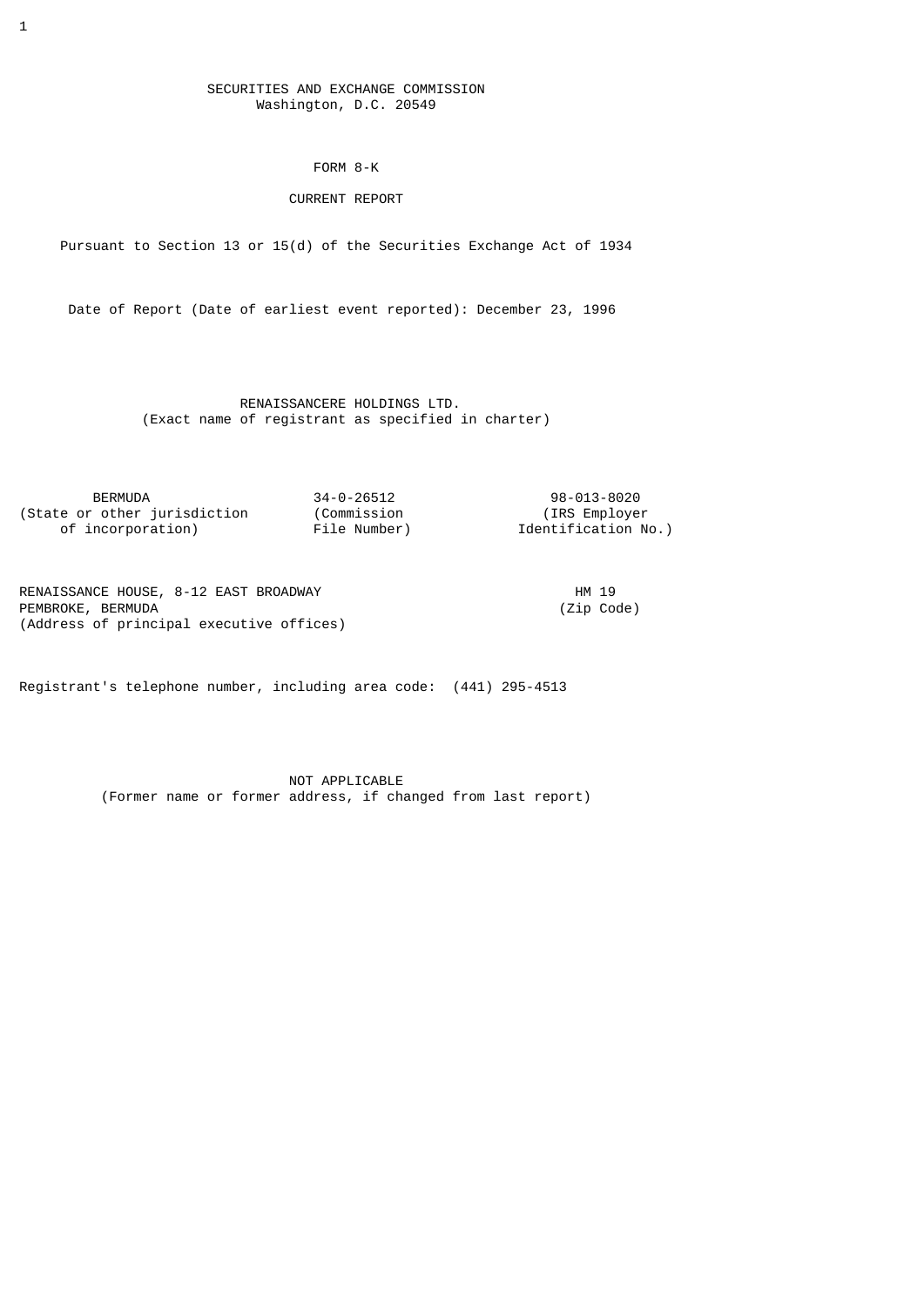SECURITIES AND EXCHANGE COMMISSION
Washington, D.C. 20549

# FORM 8-K

## CURRENT REPORT

Pursuant to Section 13 or 15(d) of the Securities Exchange Act of 1934

Date of Report (Date of earliest event reported): December 23, 1996

**RENAISSANCERE HOLDINGS LTD.**
(Exact name of registrant as specified in charter)

| BERMUDA | 34-0-26512 | 98-013-8020 |
|---|---|---|
| (State or other jurisdiction of incorporation) | (Commission File Number) | (IRS Employer Identification No.) |

RENAISSANCE HOUSE, 8-12 EAST BROADWAY
PEMBROKE, BERMUDA
(Address of principal executive offices)

HM 19
(Zip Code)

Registrant's telephone number, including area code: (441) 295-4513

NOT APPLICABLE
(Former name or former address, if changed from last report)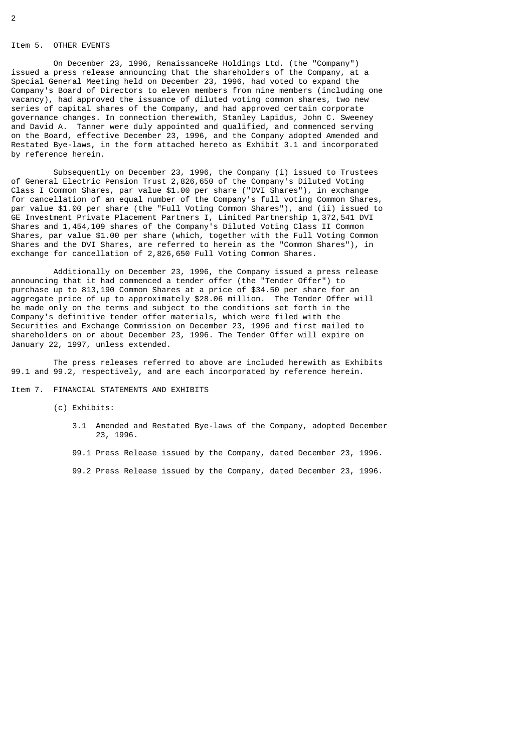## Item 5. OTHER EVENTS

On December 23, 1996, RenaissanceRe Holdings Ltd. (the "Company") issued a press release announcing that the shareholders of the Company, at a Special General Meeting held on December 23, 1996, had voted to expand the Company's Board of Directors to eleven members from nine members (including one vacancy), had approved the issuance of diluted voting common shares, two new series of capital shares of the Company, and had approved certain corporate governance changes. In connection therewith, Stanley Lapidus, John C. Sweeney and David A. Tanner were duly appointed and qualified, and commenced serving on the Board, effective December 23, 1996, and the Company adopted Amended and Restated Bye-laws, in the form attached hereto as Exhibit 3.1 and incorporated by reference herein.

Subsequently on December 23, 1996, the Company (i) issued to Trustees of General Electric Pension Trust 2,826,650 of the Company's Diluted Voting Class I Common Shares, par value $1.00 per share ("DVI Shares"), in exchange for cancellation of an equal number of the Company's full voting Common Shares, par value $1.00 per share (the "Full Voting Common Shares"), and (ii) issued to GE Investment Private Placement Partners I, Limited Partnership 1,372,541 DVI Shares and 1,454,109 shares of the Company's Diluted Voting Class II Common Shares, par value $1.00 per share (which, together with the Full Voting Common Shares and the DVI Shares, are referred to herein as the "Common Shares"), in exchange for cancellation of 2,826,650 Full Voting Common Shares.

Additionally on December 23, 1996, the Company issued a press release announcing that it had commenced a tender offer (the "Tender Offer") to purchase up to 813,190 Common Shares at a price of $34.50 per share for an aggregate price of up to approximately $28.06 million. The Tender Offer will be made only on the terms and subject to the conditions set forth in the Company's definitive tender offer materials, which were filed with the Securities and Exchange Commission on December 23, 1996 and first mailed to shareholders on or about December 23, 1996. The Tender Offer will expire on January 22, 1997, unless extended.

The press releases referred to above are included herewith as Exhibits 99.1 and 99.2, respectively, and are each incorporated by reference herein.

## Item 7. FINANCIAL STATEMENTS AND EXHIBITS

(c) Exhibits:

3.1 Amended and Restated Bye-laws of the Company, adopted December 23, 1996.

99.1 Press Release issued by the Company, dated December 23, 1996.

99.2 Press Release issued by the Company, dated December 23, 1996.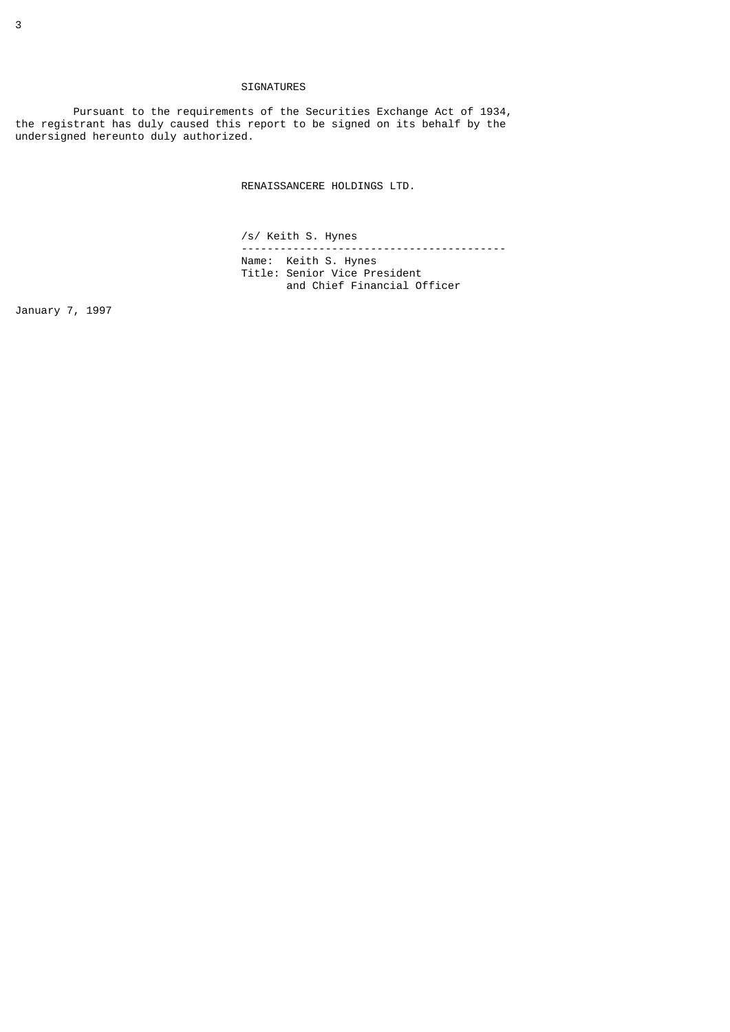## SIGNATURES

Pursuant to the requirements of the Securities Exchange Act of 1934, the registrant has duly caused this report to be signed on its behalf by the undersigned hereunto duly authorized.

RENAISSANCERE HOLDINGS LTD.

/s/ Keith S. Hynes

Name: Keith S. Hynes
Title: Senior Vice President and Chief Financial Officer

January 7, 1997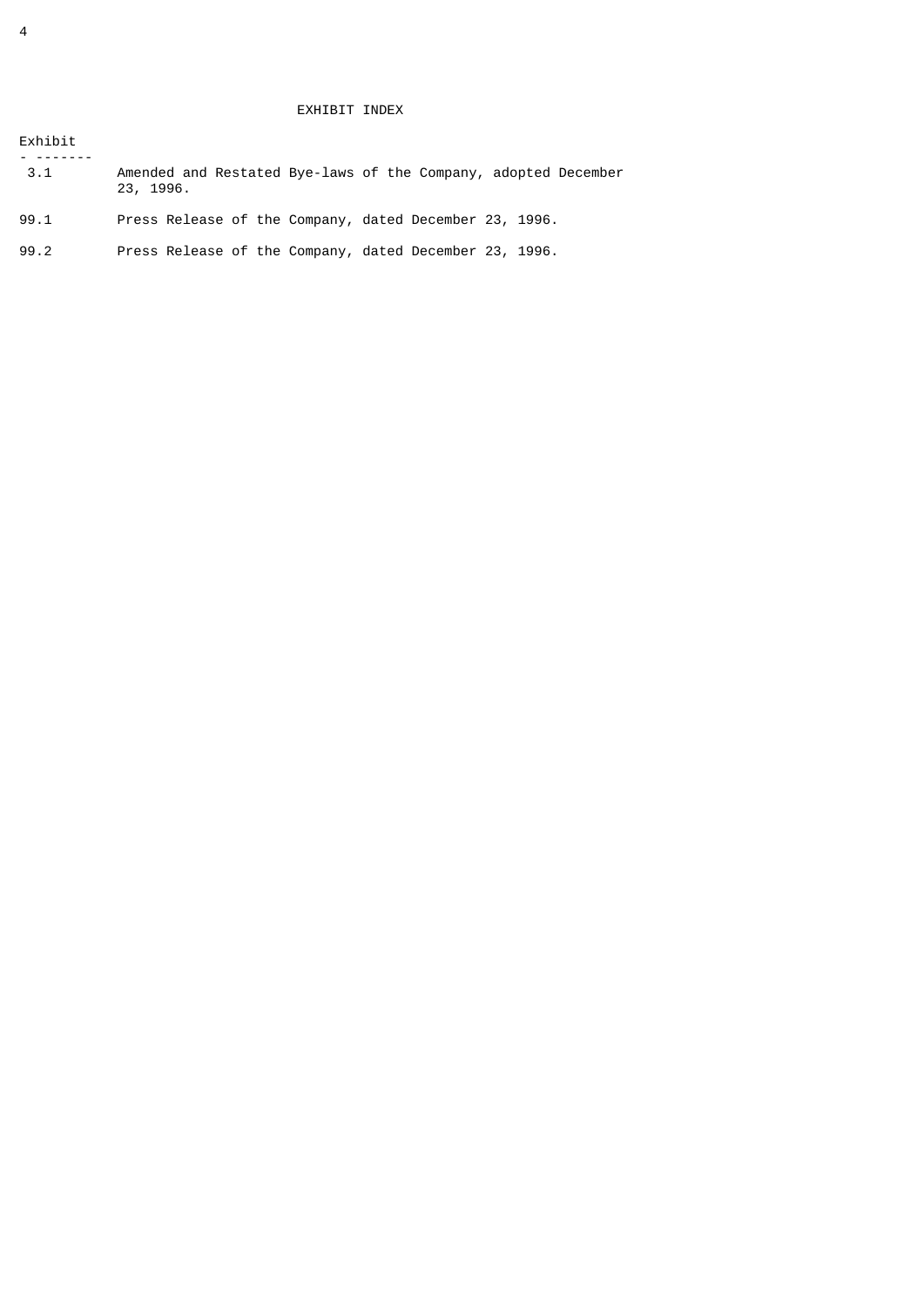# EXHIBIT INDEX

| Exhibit | |
| --- | --- |
| 3.1 | Amended and Restated Bye-laws of the Company, adopted December 23, 1996. |
| 99.1 | Press Release of the Company, dated December 23, 1996. |
| 99.2 | Press Release of the Company, dated December 23, 1996. |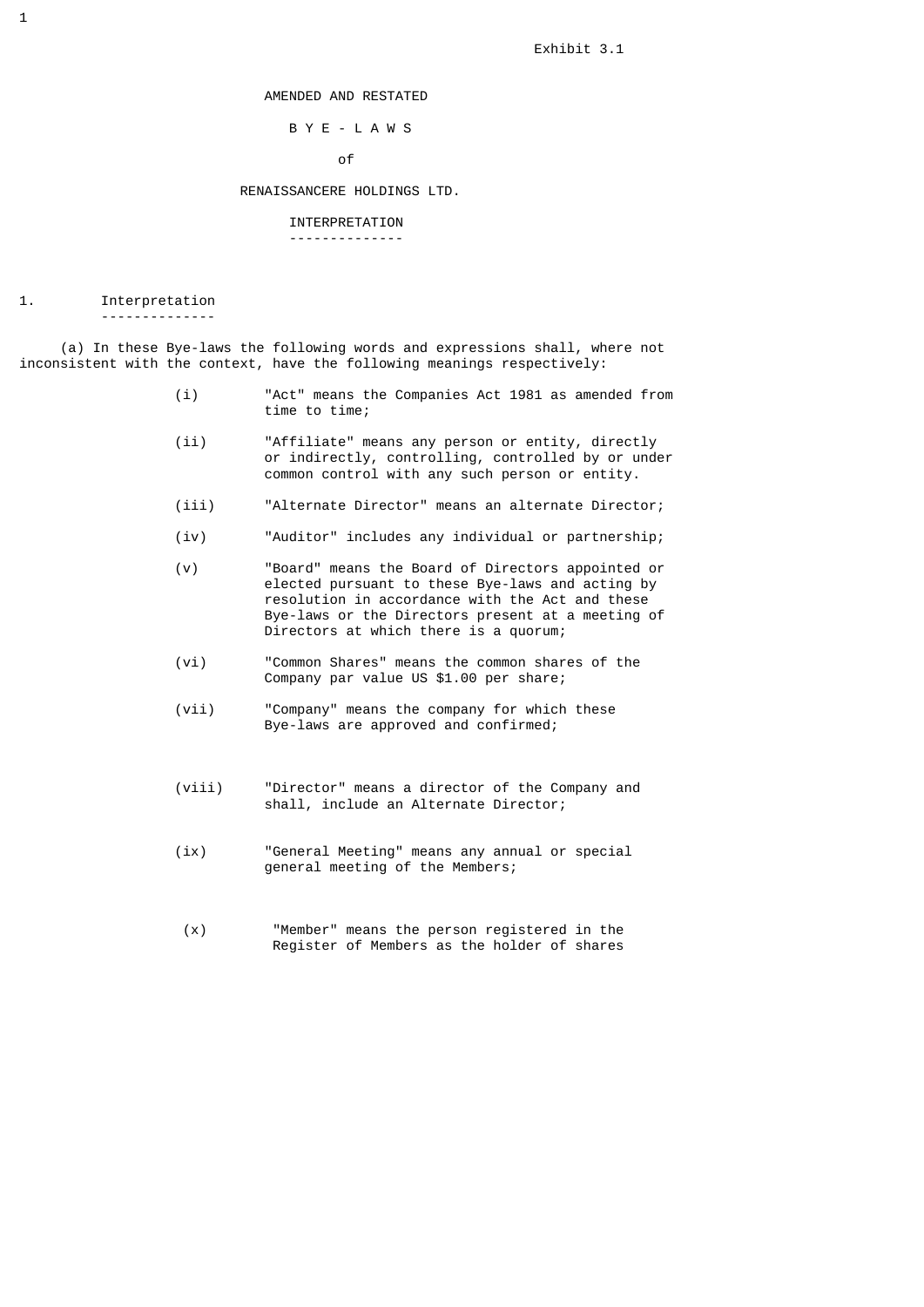Exhibit 3.1

# AMENDED AND RESTATED

# B Y E - L A W S

of

# RENAISSANCERE HOLDINGS LTD.

## INTERPRETATION

### 1. Interpretation

(a) In these Bye-laws the following words and expressions shall, where not inconsistent with the context, have the following meanings respectively:

(i) "Act" means the Companies Act 1981 as amended from time to time;

(ii) "Affiliate" means any person or entity, directly or indirectly, controlling, controlled by or under common control with any such person or entity.

(iii) "Alternate Director" means an alternate Director;

(iv) "Auditor" includes any individual or partnership;

(v) "Board" means the Board of Directors appointed or elected pursuant to these Bye-laws and acting by resolution in accordance with the Act and these Bye-laws or the Directors present at a meeting of Directors at which there is a quorum;

(vi) "Common Shares" means the common shares of the Company par value US $1.00 per share;

(vii) "Company" means the company for which these Bye-laws are approved and confirmed;

(viii) "Director" means a director of the Company and shall, include an Alternate Director;

(ix) "General Meeting" means any annual or special general meeting of the Members;

(x) "Member" means the person registered in the Register of Members as the holder of shares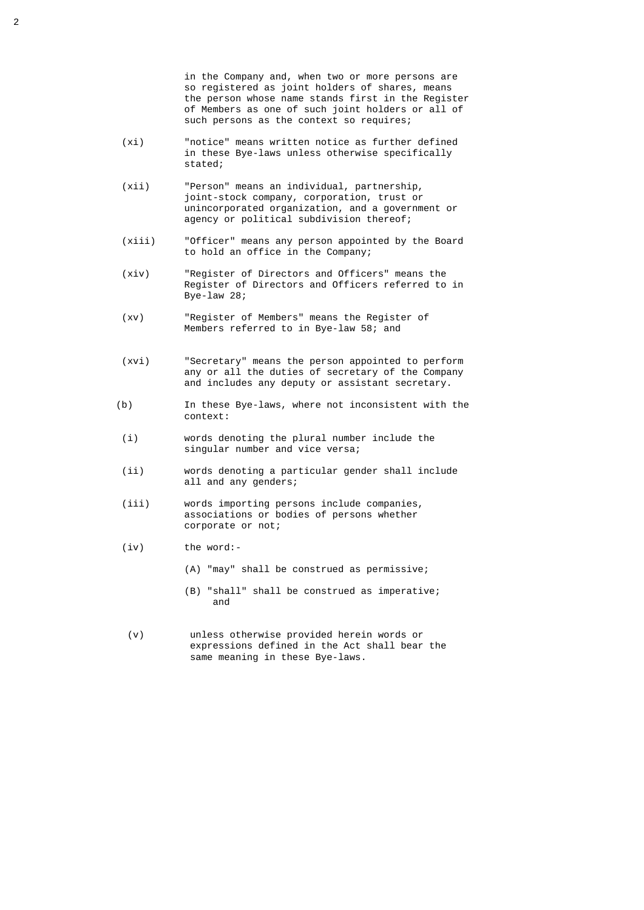in the Company and, when two or more persons are so registered as joint holders of shares, means the person whose name stands first in the Register of Members as one of such joint holders or all of such persons as the context so requires;

(xi) "notice" means written notice as further defined in these Bye-laws unless otherwise specifically stated;

(xii) "Person" means an individual, partnership, joint-stock company, corporation, trust or unincorporated organization, and a government or agency or political subdivision thereof;

(xiii) "Officer" means any person appointed by the Board to hold an office in the Company;

(xiv) "Register of Directors and Officers" means the Register of Directors and Officers referred to in Bye-law 28;

(xv) "Register of Members" means the Register of Members referred to in Bye-law 58; and

(xvi) "Secretary" means the person appointed to perform any or all the duties of secretary of the Company and includes any deputy or assistant secretary.

(b) In these Bye-laws, where not inconsistent with the context:

(i) words denoting the plural number include the singular number and vice versa;

(ii) words denoting a particular gender shall include all and any genders;

(iii) words importing persons include companies, associations or bodies of persons whether corporate or not;

(iv) the word:-

(A) "may" shall be construed as permissive;

(B) "shall" shall be construed as imperative; and

(v) unless otherwise provided herein words or expressions defined in the Act shall bear the same meaning in these Bye-laws.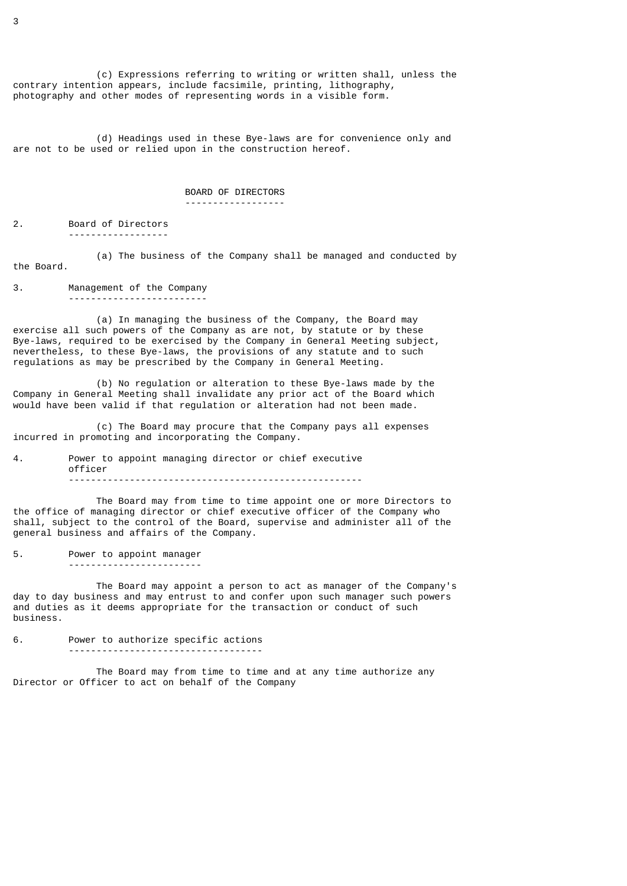(c) Expressions referring to writing or written shall, unless the contrary intention appears, include facsimile, printing, lithography, photography and other modes of representing words in a visible form.

(d) Headings used in these Bye-laws are for convenience only and are not to be used or relied upon in the construction hereof.

## BOARD OF DIRECTORS

### 2. Board of Directors

(a) The business of the Company shall be managed and conducted by the Board.

### 3. Management of the Company

(a) In managing the business of the Company, the Board may exercise all such powers of the Company as are not, by statute or by these Bye-laws, required to be exercised by the Company in General Meeting subject, nevertheless, to these Bye-laws, the provisions of any statute and to such regulations as may be prescribed by the Company in General Meeting.

(b) No regulation or alteration to these Bye-laws made by the Company in General Meeting shall invalidate any prior act of the Board which would have been valid if that regulation or alteration had not been made.

(c) The Board may procure that the Company pays all expenses incurred in promoting and incorporating the Company.

### 4. Power to appoint managing director or chief executive officer

The Board may from time to time appoint one or more Directors to the office of managing director or chief executive officer of the Company who shall, subject to the control of the Board, supervise and administer all of the general business and affairs of the Company.

### 5. Power to appoint manager

The Board may appoint a person to act as manager of the Company's day to day business and may entrust to and confer upon such manager such powers and duties as it deems appropriate for the transaction or conduct of such business.

### 6. Power to authorize specific actions

The Board may from time to time and at any time authorize any Director or Officer to act on behalf of the Company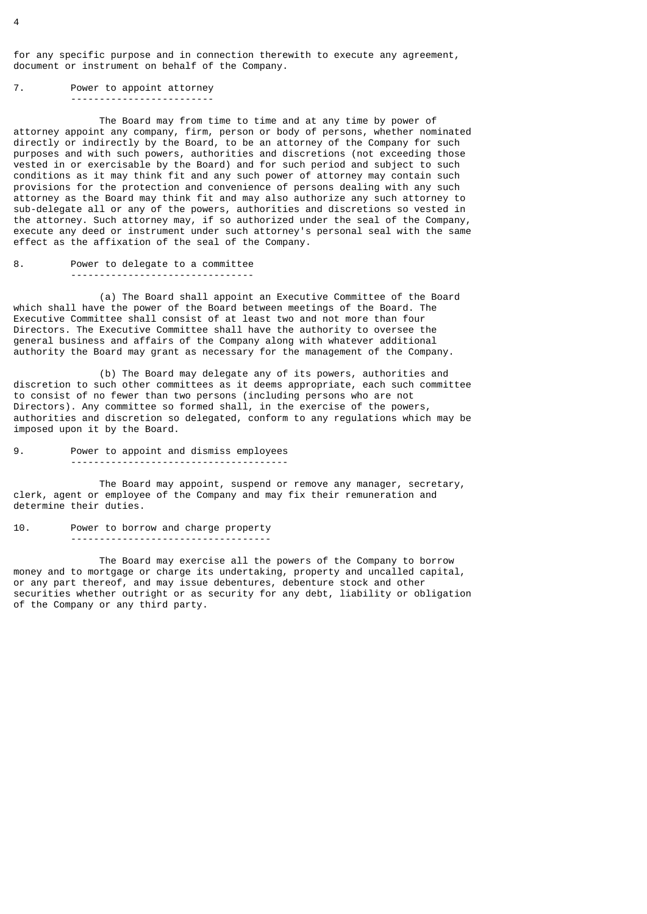for any specific purpose and in connection therewith to execute any agreement, document or instrument on behalf of the Company.

## 7. Power to appoint attorney

The Board may from time to time and at any time by power of attorney appoint any company, firm, person or body of persons, whether nominated directly or indirectly by the Board, to be an attorney of the Company for such purposes and with such powers, authorities and discretions (not exceeding those vested in or exercisable by the Board) and for such period and subject to such conditions as it may think fit and any such power of attorney may contain such provisions for the protection and convenience of persons dealing with any such attorney as the Board may think fit and may also authorize any such attorney to sub-delegate all or any of the powers, authorities and discretions so vested in the attorney. Such attorney may, if so authorized under the seal of the Company, execute any deed or instrument under such attorney's personal seal with the same effect as the affixation of the seal of the Company.

## 8. Power to delegate to a committee

(a) The Board shall appoint an Executive Committee of the Board which shall have the power of the Board between meetings of the Board. The Executive Committee shall consist of at least two and not more than four Directors. The Executive Committee shall have the authority to oversee the general business and affairs of the Company along with whatever additional authority the Board may grant as necessary for the management of the Company.

(b) The Board may delegate any of its powers, authorities and discretion to such other committees as it deems appropriate, each such committee to consist of no fewer than two persons (including persons who are not Directors). Any committee so formed shall, in the exercise of the powers, authorities and discretion so delegated, conform to any regulations which may be imposed upon it by the Board.

## 9. Power to appoint and dismiss employees

The Board may appoint, suspend or remove any manager, secretary, clerk, agent or employee of the Company and may fix their remuneration and determine their duties.

## 10. Power to borrow and charge property

The Board may exercise all the powers of the Company to borrow money and to mortgage or charge its undertaking, property and uncalled capital, or any part thereof, and may issue debentures, debenture stock and other securities whether outright or as security for any debt, liability or obligation of the Company or any third party.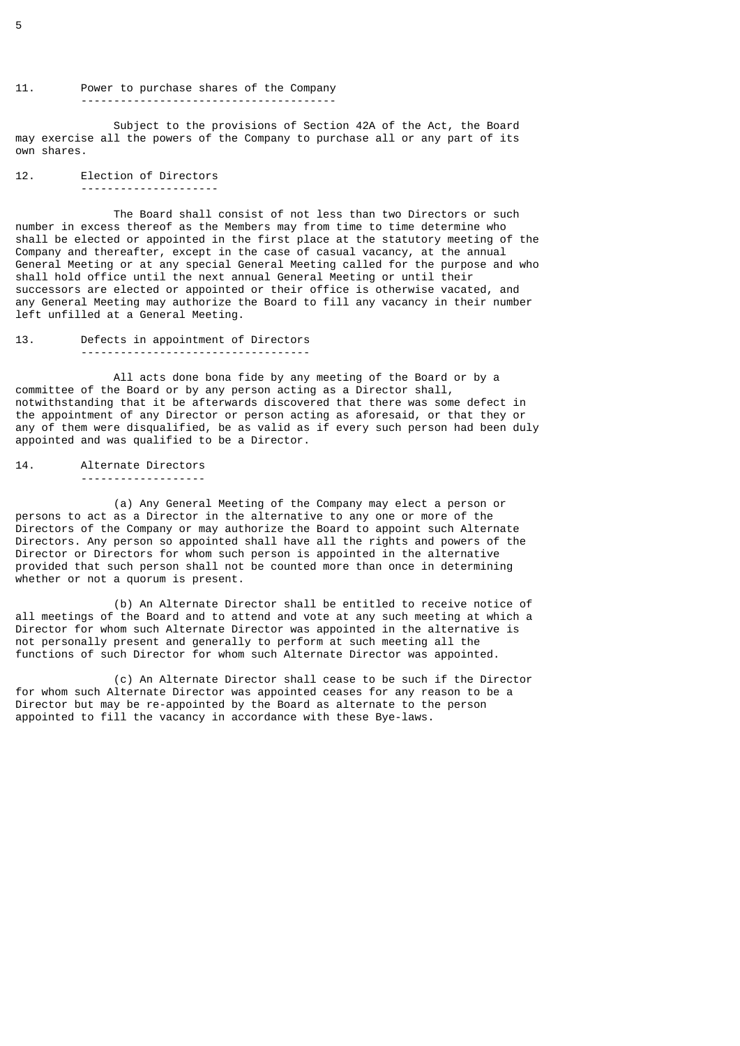## 11. Power to purchase shares of the Company

Subject to the provisions of Section 42A of the Act, the Board may exercise all the powers of the Company to purchase all or any part of its own shares.

## 12. Election of Directors

The Board shall consist of not less than two Directors or such number in excess thereof as the Members may from time to time determine who shall be elected or appointed in the first place at the statutory meeting of the Company and thereafter, except in the case of casual vacancy, at the annual General Meeting or at any special General Meeting called for the purpose and who shall hold office until the next annual General Meeting or until their successors are elected or appointed or their office is otherwise vacated, and any General Meeting may authorize the Board to fill any vacancy in their number left unfilled at a General Meeting.

## 13. Defects in appointment of Directors

All acts done bona fide by any meeting of the Board or by a committee of the Board or by any person acting as a Director shall, notwithstanding that it be afterwards discovered that there was some defect in the appointment of any Director or person acting as aforesaid, or that they or any of them were disqualified, be as valid as if every such person had been duly appointed and was qualified to be a Director.

## 14. Alternate Directors

(a) Any General Meeting of the Company may elect a person or persons to act as a Director in the alternative to any one or more of the Directors of the Company or may authorize the Board to appoint such Alternate Directors. Any person so appointed shall have all the rights and powers of the Director or Directors for whom such person is appointed in the alternative provided that such person shall not be counted more than once in determining whether or not a quorum is present.

(b) An Alternate Director shall be entitled to receive notice of all meetings of the Board and to attend and vote at any such meeting at which a Director for whom such Alternate Director was appointed in the alternative is not personally present and generally to perform at such meeting all the functions of such Director for whom such Alternate Director was appointed.

(c) An Alternate Director shall cease to be such if the Director for whom such Alternate Director was appointed ceases for any reason to be a Director but may be re-appointed by the Board as alternate to the person appointed to fill the vacancy in accordance with these Bye-laws.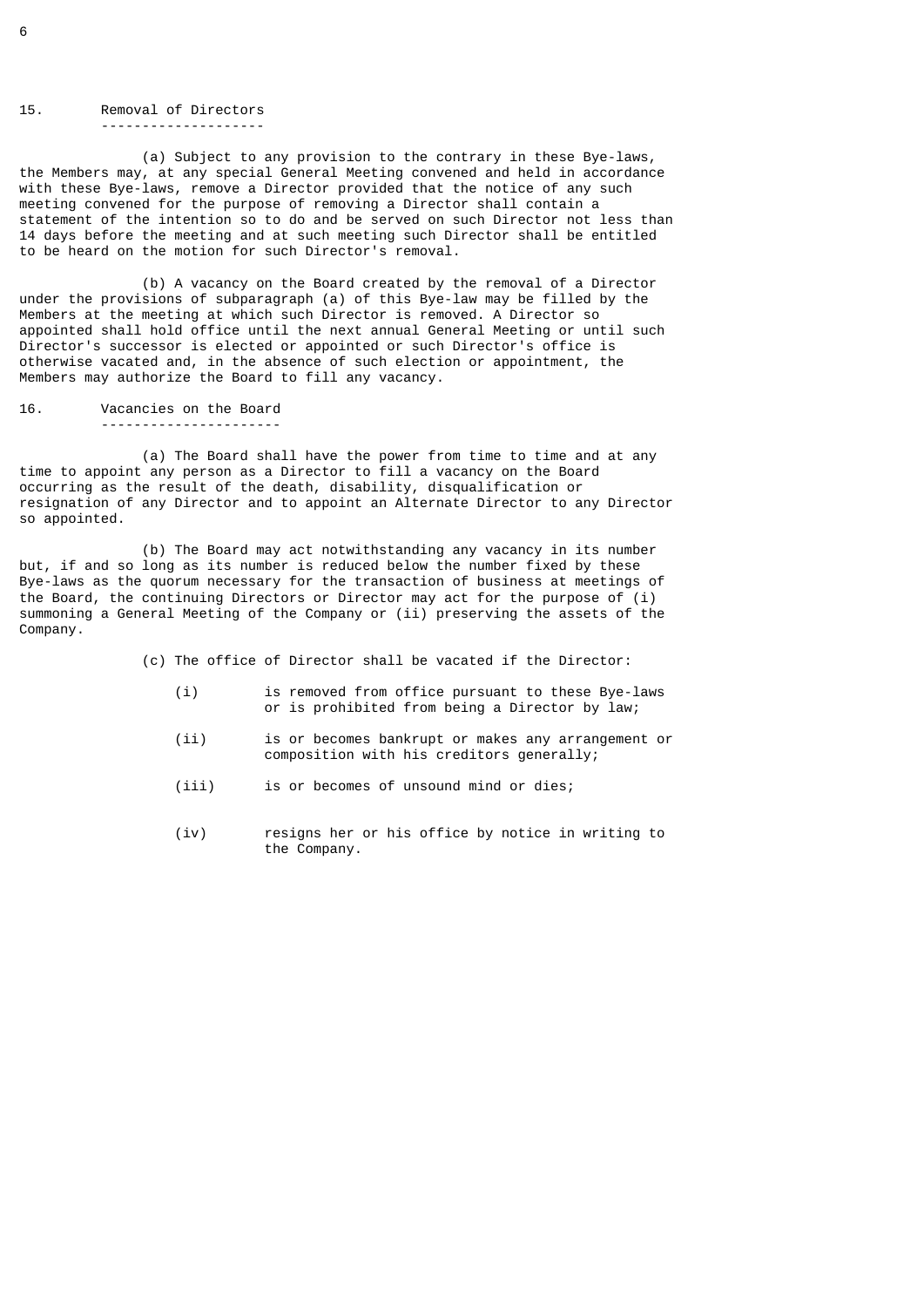## 15. Removal of Directors

(a) Subject to any provision to the contrary in these Bye-laws, the Members may, at any special General Meeting convened and held in accordance with these Bye-laws, remove a Director provided that the notice of any such meeting convened for the purpose of removing a Director shall contain a statement of the intention so to do and be served on such Director not less than 14 days before the meeting and at such meeting such Director shall be entitled to be heard on the motion for such Director's removal.

(b) A vacancy on the Board created by the removal of a Director under the provisions of subparagraph (a) of this Bye-law may be filled by the Members at the meeting at which such Director is removed. A Director so appointed shall hold office until the next annual General Meeting or until such Director's successor is elected or appointed or such Director's office is otherwise vacated and, in the absence of such election or appointment, the Members may authorize the Board to fill any vacancy.

## 16. Vacancies on the Board

(a) The Board shall have the power from time to time and at any time to appoint any person as a Director to fill a vacancy on the Board occurring as the result of the death, disability, disqualification or resignation of any Director and to appoint an Alternate Director to any Director so appointed.

(b) The Board may act notwithstanding any vacancy in its number but, if and so long as its number is reduced below the number fixed by these Bye-laws as the quorum necessary for the transaction of business at meetings of the Board, the continuing Directors or Director may act for the purpose of (i) summoning a General Meeting of the Company or (ii) preserving the assets of the Company.

(c) The office of Director shall be vacated if the Director:

(i) is removed from office pursuant to these Bye-laws or is prohibited from being a Director by law;

(ii) is or becomes bankrupt or makes any arrangement or composition with his creditors generally;

(iii) is or becomes of unsound mind or dies;

(iv) resigns her or his office by notice in writing to the Company.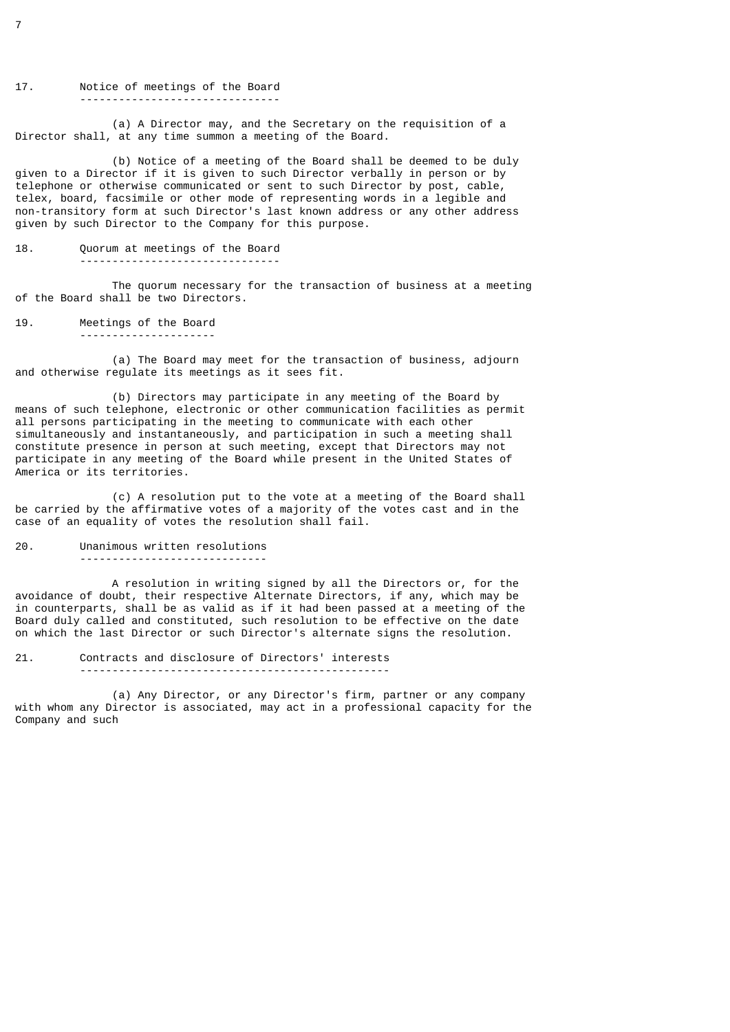## 17. Notice of meetings of the Board

(a) A Director may, and the Secretary on the requisition of a Director shall, at any time summon a meeting of the Board.

(b) Notice of a meeting of the Board shall be deemed to be duly given to a Director if it is given to such Director verbally in person or by telephone or otherwise communicated or sent to such Director by post, cable, telex, board, facsimile or other mode of representing words in a legible and non-transitory form at such Director's last known address or any other address given by such Director to the Company for this purpose.

## 18. Quorum at meetings of the Board

The quorum necessary for the transaction of business at a meeting of the Board shall be two Directors.

## 19. Meetings of the Board

(a) The Board may meet for the transaction of business, adjourn and otherwise regulate its meetings as it sees fit.

(b) Directors may participate in any meeting of the Board by means of such telephone, electronic or other communication facilities as permit all persons participating in the meeting to communicate with each other simultaneously and instantaneously, and participation in such a meeting shall constitute presence in person at such meeting, except that Directors may not participate in any meeting of the Board while present in the United States of America or its territories.

(c) A resolution put to the vote at a meeting of the Board shall be carried by the affirmative votes of a majority of the votes cast and in the case of an equality of votes the resolution shall fail.

## 20. Unanimous written resolutions

A resolution in writing signed by all the Directors or, for the avoidance of doubt, their respective Alternate Directors, if any, which may be in counterparts, shall be as valid as if it had been passed at a meeting of the Board duly called and constituted, such resolution to be effective on the date on which the last Director or such Director's alternate signs the resolution.

## 21. Contracts and disclosure of Directors' interests

(a) Any Director, or any Director's firm, partner or any company with whom any Director is associated, may act in a professional capacity for the Company and such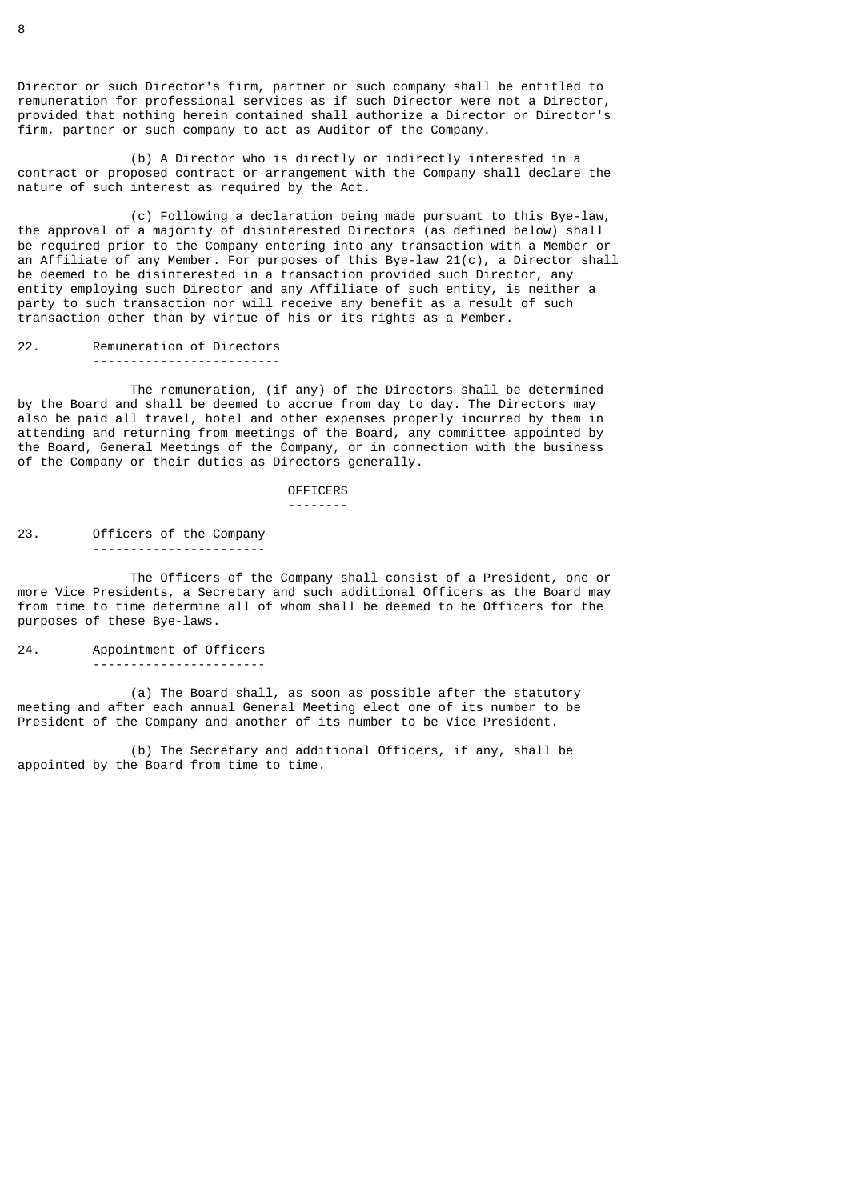Director or such Director's firm, partner or such company shall be entitled to remuneration for professional services as if such Director were not a Director, provided that nothing herein contained shall authorize a Director or Director's firm, partner or such company to act as Auditor of the Company.

(b) A Director who is directly or indirectly interested in a contract or proposed contract or arrangement with the Company shall declare the nature of such interest as required by the Act.

(c) Following a declaration being made pursuant to this Bye-law, the approval of a majority of disinterested Directors (as defined below) shall be required prior to the Company entering into any transaction with a Member or an Affiliate of any Member. For purposes of this Bye-law 21(c), a Director shall be deemed to be disinterested in a transaction provided such Director, any entity employing such Director and any Affiliate of such entity, is neither a party to such transaction nor will receive any benefit as a result of such transaction other than by virtue of his or its rights as a Member.

## 22. Remuneration of Directors

The remuneration, (if any) of the Directors shall be determined by the Board and shall be deemed to accrue from day to day. The Directors may also be paid all travel, hotel and other expenses properly incurred by them in attending and returning from meetings of the Board, any committee appointed by the Board, General Meetings of the Company, or in connection with the business of the Company or their duties as Directors generally.

# OFFICERS

## 23. Officers of the Company

The Officers of the Company shall consist of a President, one or more Vice Presidents, a Secretary and such additional Officers as the Board may from time to time determine all of whom shall be deemed to be Officers for the purposes of these Bye-laws.

## 24. Appointment of Officers

(a) The Board shall, as soon as possible after the statutory meeting and after each annual General Meeting elect one of its number to be President of the Company and another of its number to be Vice President.

(b) The Secretary and additional Officers, if any, shall be appointed by the Board from time to time.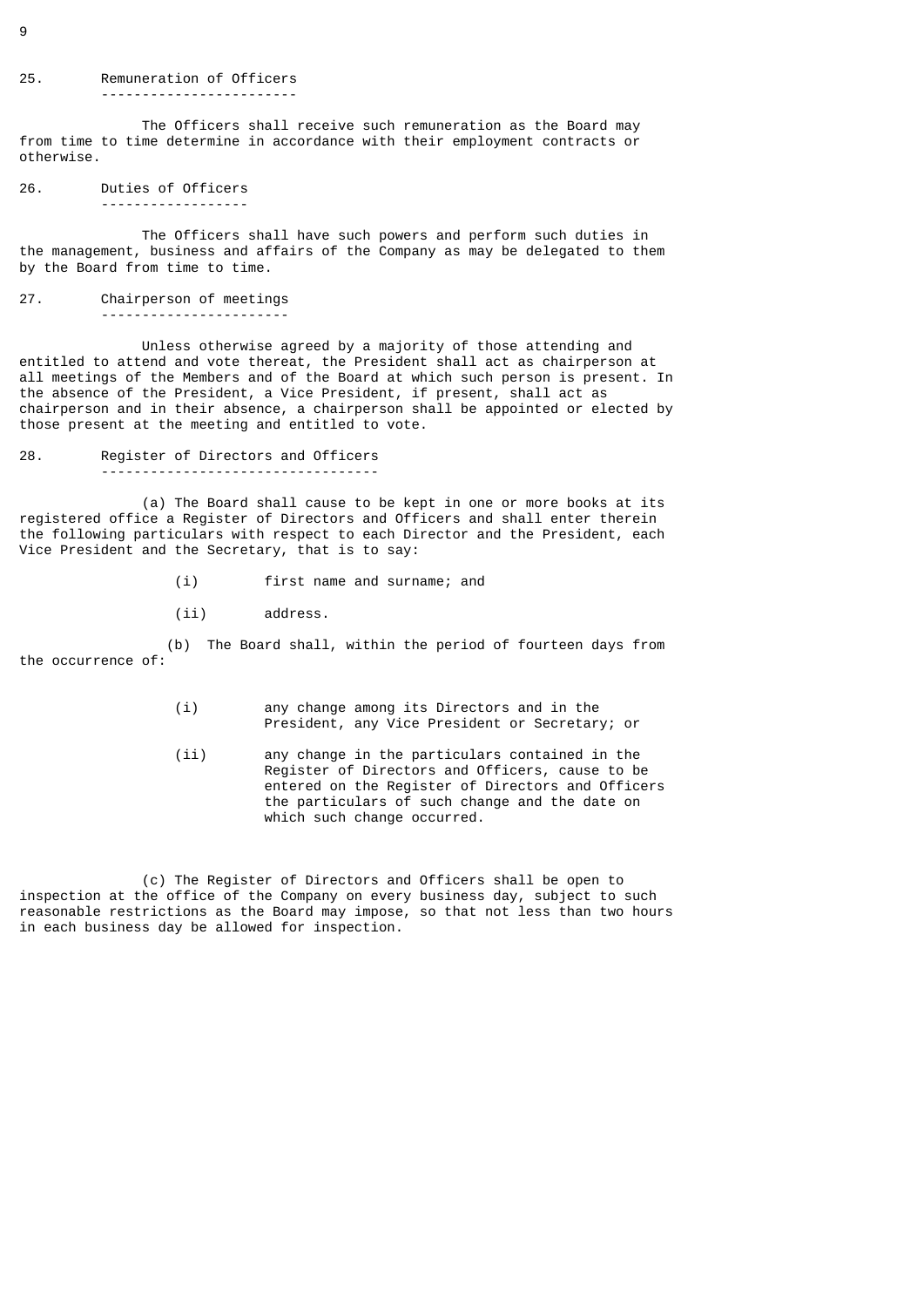## 25. Remuneration of Officers

The Officers shall receive such remuneration as the Board may from time to time determine in accordance with their employment contracts or otherwise.

## 26. Duties of Officers

The Officers shall have such powers and perform such duties in the management, business and affairs of the Company as may be delegated to them by the Board from time to time.

## 27. Chairperson of meetings

Unless otherwise agreed by a majority of those attending and entitled to attend and vote thereat, the President shall act as chairperson at all meetings of the Members and of the Board at which such person is present. In the absence of the President, a Vice President, if present, shall act as chairperson and in their absence, a chairperson shall be appointed or elected by those present at the meeting and entitled to vote.

## 28. Register of Directors and Officers

(a) The Board shall cause to be kept in one or more books at its registered office a Register of Directors and Officers and shall enter therein the following particulars with respect to each Director and the President, each Vice President and the Secretary, that is to say:

- (i) first name and surname; and
- (ii) address.

(b) The Board shall, within the period of fourteen days from the occurrence of:

- (i) any change among its Directors and in the President, any Vice President or Secretary; or
- (ii) any change in the particulars contained in the Register of Directors and Officers, cause to be entered on the Register of Directors and Officers the particulars of such change and the date on which such change occurred.

(c) The Register of Directors and Officers shall be open to inspection at the office of the Company on every business day, subject to such reasonable restrictions as the Board may impose, so that not less than two hours in each business day be allowed for inspection.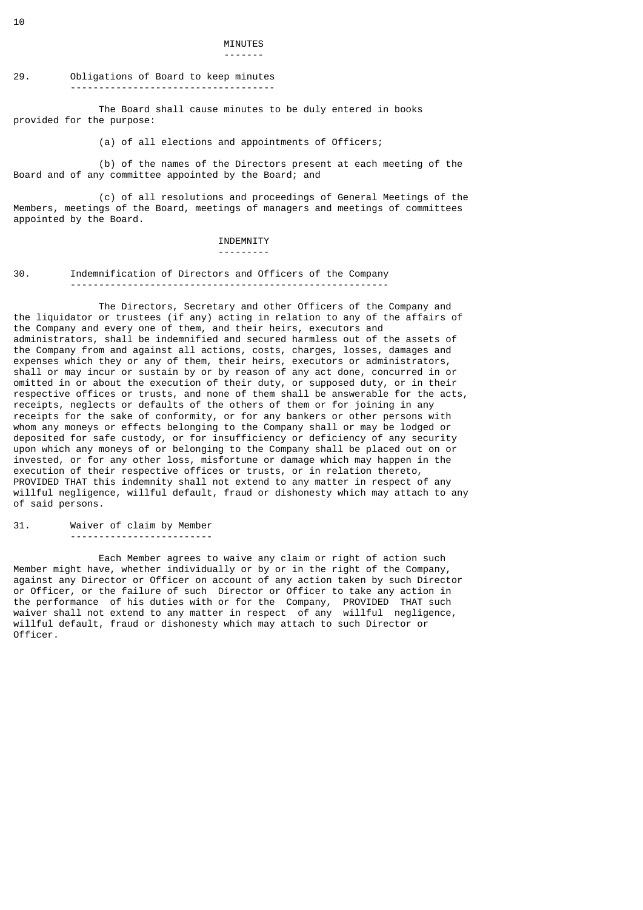## MINUTES

### 29. Obligations of Board to keep minutes

The Board shall cause minutes to be duly entered in books provided for the purpose:

(a) of all elections and appointments of Officers;

(b) of the names of the Directors present at each meeting of the Board and of any committee appointed by the Board; and

(c) of all resolutions and proceedings of General Meetings of the Members, meetings of the Board, meetings of managers and meetings of committees appointed by the Board.

## INDEMNITY

### 30. Indemnification of Directors and Officers of the Company

The Directors, Secretary and other Officers of the Company and the liquidator or trustees (if any) acting in relation to any of the affairs of the Company and every one of them, and their heirs, executors and administrators, shall be indemnified and secured harmless out of the assets of the Company from and against all actions, costs, charges, losses, damages and expenses which they or any of them, their heirs, executors or administrators, shall or may incur or sustain by or by reason of any act done, concurred in or omitted in or about the execution of their duty, or supposed duty, or in their respective offices or trusts, and none of them shall be answerable for the acts, receipts, neglects or defaults of the others of them or for joining in any receipts for the sake of conformity, or for any bankers or other persons with whom any moneys or effects belonging to the Company shall or may be lodged or deposited for safe custody, or for insufficiency or deficiency of any security upon which any moneys of or belonging to the Company shall be placed out on or invested, or for any other loss, misfortune or damage which may happen in the execution of their respective offices or trusts, or in relation thereto, PROVIDED THAT this indemnity shall not extend to any matter in respect of any willful negligence, willful default, fraud or dishonesty which may attach to any of said persons.

### 31. Waiver of claim by Member

Each Member agrees to waive any claim or right of action such Member might have, whether individually or by or in the right of the Company, against any Director or Officer on account of any action taken by such Director or Officer, or the failure of such Director or Officer to take any action in the performance of his duties with or for the Company, PROVIDED THAT such waiver shall not extend to any matter in respect of any willful negligence, willful default, fraud or dishonesty which may attach to such Director or Officer.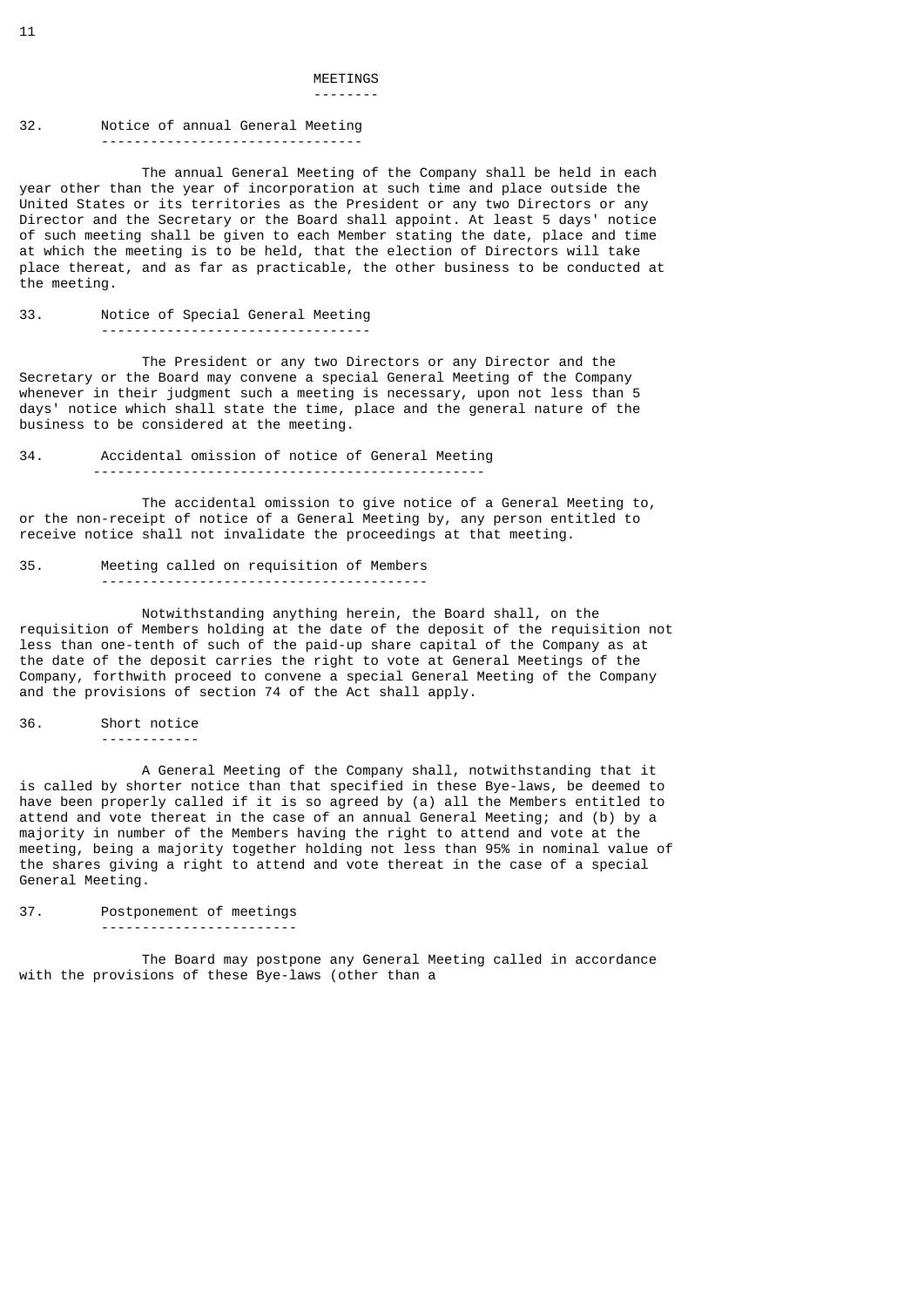## MEETINGS

### 32. Notice of annual General Meeting

The annual General Meeting of the Company shall be held in each year other than the year of incorporation at such time and place outside the United States or its territories as the President or any two Directors or any Director and the Secretary or the Board shall appoint. At least 5 days' notice of such meeting shall be given to each Member stating the date, place and time at which the meeting is to be held, that the election of Directors will take place thereat, and as far as practicable, the other business to be conducted at the meeting.

### 33. Notice of Special General Meeting

The President or any two Directors or any Director and the Secretary or the Board may convene a special General Meeting of the Company whenever in their judgment such a meeting is necessary, upon not less than 5 days' notice which shall state the time, place and the general nature of the business to be considered at the meeting.

### 34. Accidental omission of notice of General Meeting

The accidental omission to give notice of a General Meeting to, or the non-receipt of notice of a General Meeting by, any person entitled to receive notice shall not invalidate the proceedings at that meeting.

### 35. Meeting called on requisition of Members

Notwithstanding anything herein, the Board shall, on the requisition of Members holding at the date of the deposit of the requisition not less than one-tenth of such of the paid-up share capital of the Company as at the date of the deposit carries the right to vote at General Meetings of the Company, forthwith proceed to convene a special General Meeting of the Company and the provisions of section 74 of the Act shall apply.

### 36. Short notice

A General Meeting of the Company shall, notwithstanding that it is called by shorter notice than that specified in these Bye-laws, be deemed to have been properly called if it is so agreed by (a) all the Members entitled to attend and vote thereat in the case of an annual General Meeting; and (b) by a majority in number of the Members having the right to attend and vote at the meeting, being a majority together holding not less than 95% in nominal value of the shares giving a right to attend and vote thereat in the case of a special General Meeting.

### 37. Postponement of meetings

The Board may postpone any General Meeting called in accordance with the provisions of these Bye-laws (other than a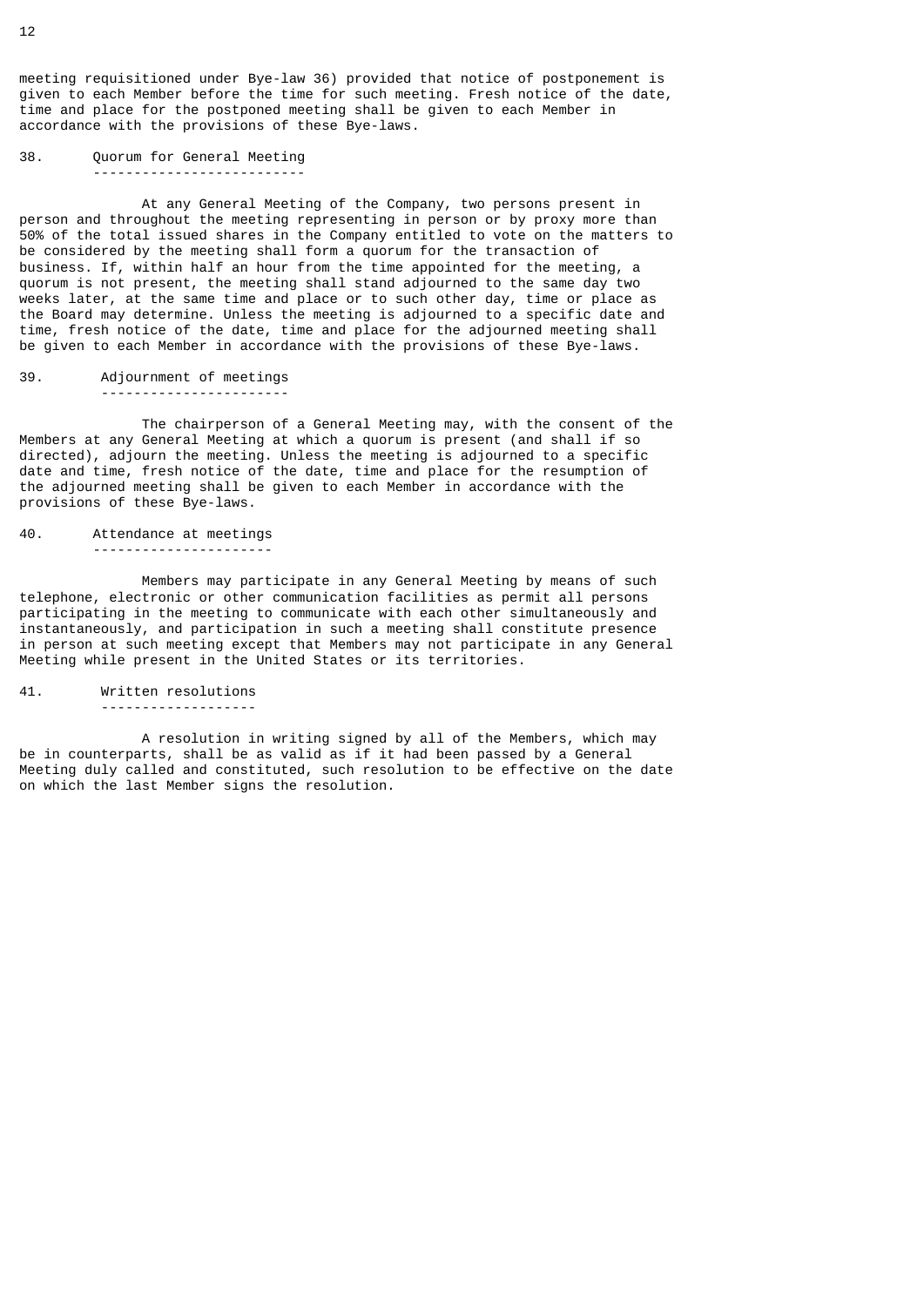meeting requisitioned under Bye-law 36) provided that notice of postponement is given to each Member before the time for such meeting. Fresh notice of the date, time and place for the postponed meeting shall be given to each Member in accordance with the provisions of these Bye-laws.

### 38. Quorum for General Meeting

At any General Meeting of the Company, two persons present in person and throughout the meeting representing in person or by proxy more than 50% of the total issued shares in the Company entitled to vote on the matters to be considered by the meeting shall form a quorum for the transaction of business. If, within half an hour from the time appointed for the meeting, a quorum is not present, the meeting shall stand adjourned to the same day two weeks later, at the same time and place or to such other day, time or place as the Board may determine. Unless the meeting is adjourned to a specific date and time, fresh notice of the date, time and place for the adjourned meeting shall be given to each Member in accordance with the provisions of these Bye-laws.

### 39. Adjournment of meetings

The chairperson of a General Meeting may, with the consent of the Members at any General Meeting at which a quorum is present (and shall if so directed), adjourn the meeting. Unless the meeting is adjourned to a specific date and time, fresh notice of the date, time and place for the resumption of the adjourned meeting shall be given to each Member in accordance with the provisions of these Bye-laws.

### 40. Attendance at meetings

Members may participate in any General Meeting by means of such telephone, electronic or other communication facilities as permit all persons participating in the meeting to communicate with each other simultaneously and instantaneously, and participation in such a meeting shall constitute presence in person at such meeting except that Members may not participate in any General Meeting while present in the United States or its territories.

### 41. Written resolutions

A resolution in writing signed by all of the Members, which may be in counterparts, shall be as valid as if it had been passed by a General Meeting duly called and constituted, such resolution to be effective on the date on which the last Member signs the resolution.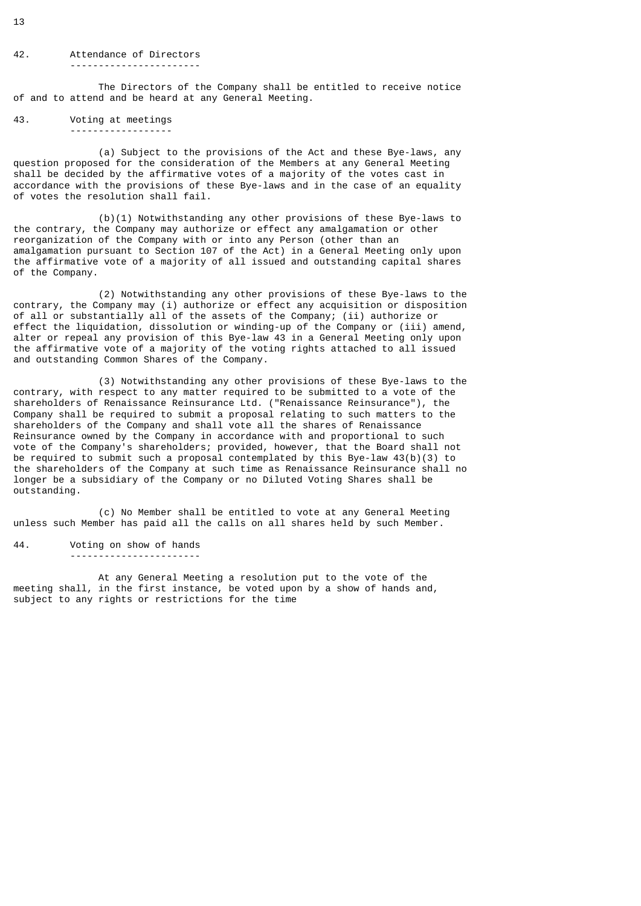## 42. Attendance of Directors

The Directors of the Company shall be entitled to receive notice of and to attend and be heard at any General Meeting.

## 43. Voting at meetings

(a) Subject to the provisions of the Act and these Bye-laws, any question proposed for the consideration of the Members at any General Meeting shall be decided by the affirmative votes of a majority of the votes cast in accordance with the provisions of these Bye-laws and in the case of an equality of votes the resolution shall fail.

(b)(1) Notwithstanding any other provisions of these Bye-laws to the contrary, the Company may authorize or effect any amalgamation or other reorganization of the Company with or into any Person (other than an amalgamation pursuant to Section 107 of the Act) in a General Meeting only upon the affirmative vote of a majority of all issued and outstanding capital shares of the Company.

(2) Notwithstanding any other provisions of these Bye-laws to the contrary, the Company may (i) authorize or effect any acquisition or disposition of all or substantially all of the assets of the Company; (ii) authorize or effect the liquidation, dissolution or winding-up of the Company or (iii) amend, alter or repeal any provision of this Bye-law 43 in a General Meeting only upon the affirmative vote of a majority of the voting rights attached to all issued and outstanding Common Shares of the Company.

(3) Notwithstanding any other provisions of these Bye-laws to the contrary, with respect to any matter required to be submitted to a vote of the shareholders of Renaissance Reinsurance Ltd. ("Renaissance Reinsurance"), the Company shall be required to submit a proposal relating to such matters to the shareholders of the Company and shall vote all the shares of Renaissance Reinsurance owned by the Company in accordance with and proportional to such vote of the Company's shareholders; provided, however, that the Board shall not be required to submit such a proposal contemplated by this Bye-law 43(b)(3) to the shareholders of the Company at such time as Renaissance Reinsurance shall no longer be a subsidiary of the Company or no Diluted Voting Shares shall be outstanding.

(c) No Member shall be entitled to vote at any General Meeting unless such Member has paid all the calls on all shares held by such Member.

## 44. Voting on show of hands

At any General Meeting a resolution put to the vote of the meeting shall, in the first instance, be voted upon by a show of hands and, subject to any rights or restrictions for the time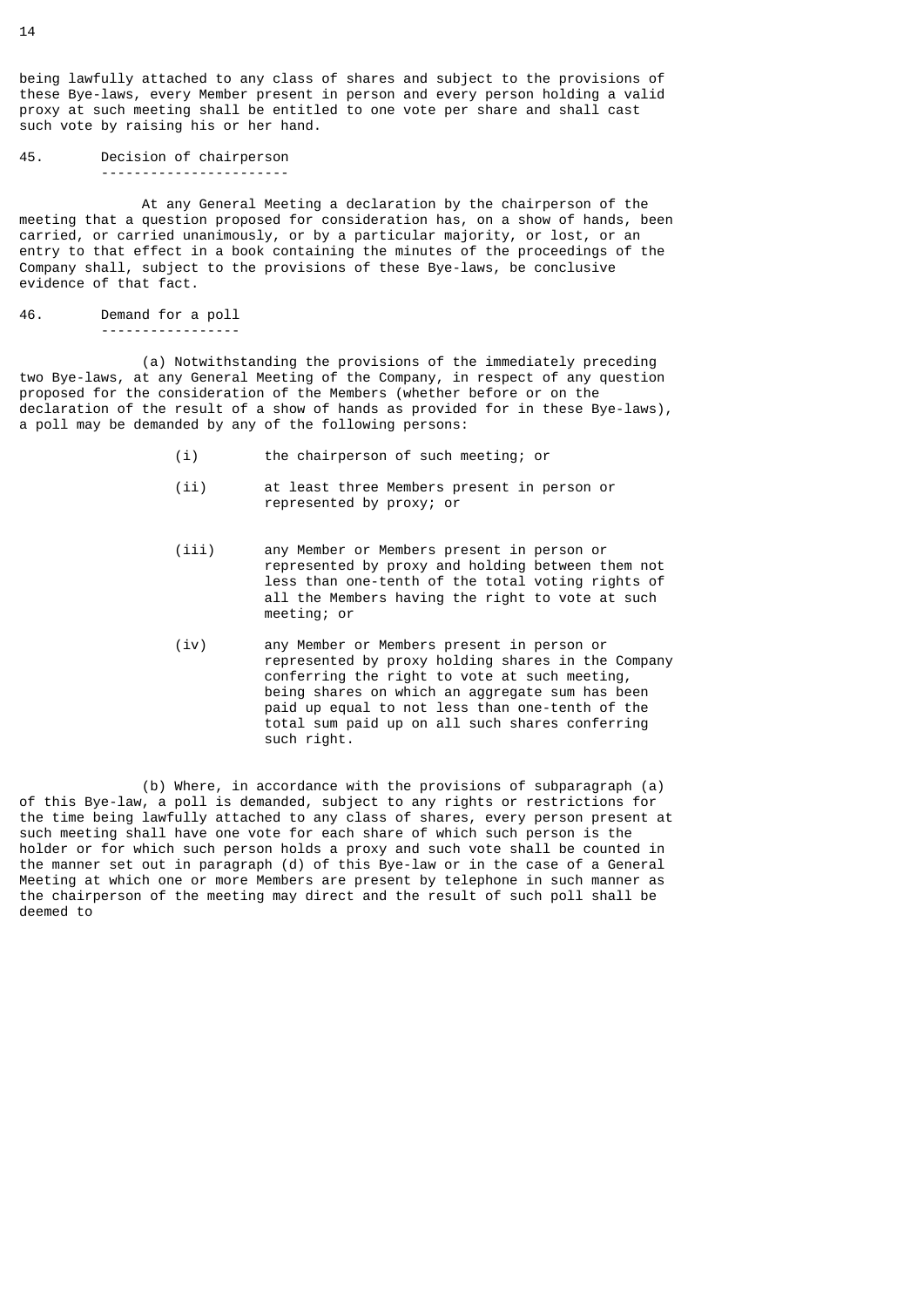being lawfully attached to any class of shares and subject to the provisions of these Bye-laws, every Member present in person and every person holding a valid proxy at such meeting shall be entitled to one vote per share and shall cast such vote by raising his or her hand.

## 45. Decision of chairperson

At any General Meeting a declaration by the chairperson of the meeting that a question proposed for consideration has, on a show of hands, been carried, or carried unanimously, or by a particular majority, or lost, or an entry to that effect in a book containing the minutes of the proceedings of the Company shall, subject to the provisions of these Bye-laws, be conclusive evidence of that fact.

## 46. Demand for a poll

(a) Notwithstanding the provisions of the immediately preceding two Bye-laws, at any General Meeting of the Company, in respect of any question proposed for the consideration of the Members (whether before or on the declaration of the result of a show of hands as provided for in these Bye-laws), a poll may be demanded by any of the following persons:

- (i) the chairperson of such meeting; or
- (ii) at least three Members present in person or represented by proxy; or
- (iii) any Member or Members present in person or represented by proxy and holding between them not less than one-tenth of the total voting rights of all the Members having the right to vote at such meeting; or
- (iv) any Member or Members present in person or represented by proxy holding shares in the Company conferring the right to vote at such meeting, being shares on which an aggregate sum has been paid up equal to not less than one-tenth of the total sum paid up on all such shares conferring such right.

(b) Where, in accordance with the provisions of subparagraph (a) of this Bye-law, a poll is demanded, subject to any rights or restrictions for the time being lawfully attached to any class of shares, every person present at such meeting shall have one vote for each share of which such person is the holder or for which such person holds a proxy and such vote shall be counted in the manner set out in paragraph (d) of this Bye-law or in the case of a General Meeting at which one or more Members are present by telephone in such manner as the chairperson of the meeting may direct and the result of such poll shall be deemed to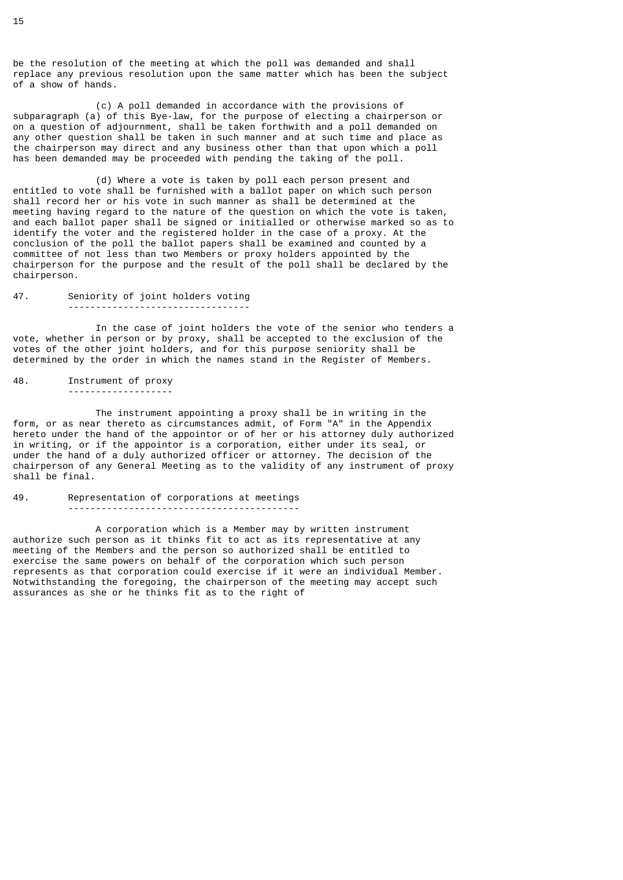be the resolution of the meeting at which the poll was demanded and shall replace any previous resolution upon the same matter which has been the subject of a show of hands.

(c) A poll demanded in accordance with the provisions of subparagraph (a) of this Bye-law, for the purpose of electing a chairperson or on a question of adjournment, shall be taken forthwith and a poll demanded on any other question shall be taken in such manner and at such time and place as the chairperson may direct and any business other than that upon which a poll has been demanded may be proceeded with pending the taking of the poll.

(d) Where a vote is taken by poll each person present and entitled to vote shall be furnished with a ballot paper on which such person shall record her or his vote in such manner as shall be determined at the meeting having regard to the nature of the question on which the vote is taken, and each ballot paper shall be signed or initialled or otherwise marked so as to identify the voter and the registered holder in the case of a proxy. At the conclusion of the poll the ballot papers shall be examined and counted by a committee of not less than two Members or proxy holders appointed by the chairperson for the purpose and the result of the poll shall be declared by the chairperson.

## 47. Seniority of joint holders voting

In the case of joint holders the vote of the senior who tenders a vote, whether in person or by proxy, shall be accepted to the exclusion of the votes of the other joint holders, and for this purpose seniority shall be determined by the order in which the names stand in the Register of Members.

## 48. Instrument of proxy

The instrument appointing a proxy shall be in writing in the form, or as near thereto as circumstances admit, of Form "A" in the Appendix hereto under the hand of the appointor or of her or his attorney duly authorized in writing, or if the appointor is a corporation, either under its seal, or under the hand of a duly authorized officer or attorney. The decision of the chairperson of any General Meeting as to the validity of any instrument of proxy shall be final.

## 49. Representation of corporations at meetings

A corporation which is a Member may by written instrument authorize such person as it thinks fit to act as its representative at any meeting of the Members and the person so authorized shall be entitled to exercise the same powers on behalf of the corporation which such person represents as that corporation could exercise if it were an individual Member. Notwithstanding the foregoing, the chairperson of the meeting may accept such assurances as she or he thinks fit as to the right of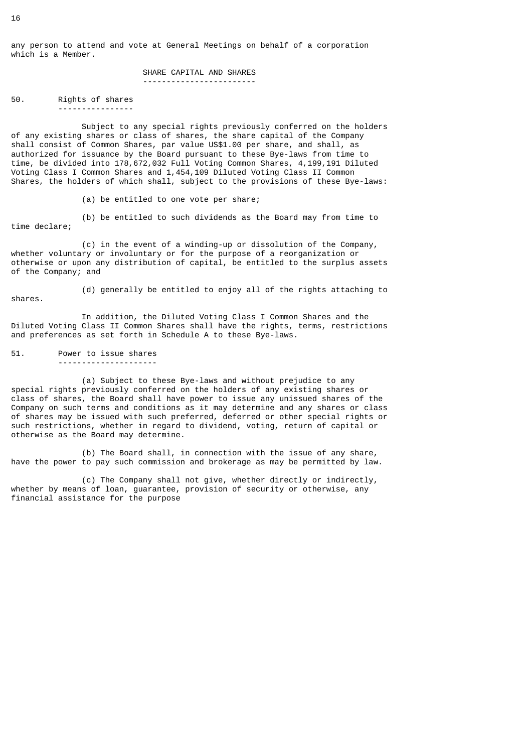any person to attend and vote at General Meetings on behalf of a corporation which is a Member.

## SHARE CAPITAL AND SHARES

### 50. Rights of shares

Subject to any special rights previously conferred on the holders of any existing shares or class of shares, the share capital of the Company shall consist of Common Shares, par value US$1.00 per share, and shall, as authorized for issuance by the Board pursuant to these Bye-laws from time to time, be divided into 178,672,032 Full Voting Common Shares, 4,199,191 Diluted Voting Class I Common Shares and 1,454,109 Diluted Voting Class II Common Shares, the holders of which shall, subject to the provisions of these Bye-laws:

(a) be entitled to one vote per share;

(b) be entitled to such dividends as the Board may from time to time declare;

(c) in the event of a winding-up or dissolution of the Company, whether voluntary or involuntary or for the purpose of a reorganization or otherwise or upon any distribution of capital, be entitled to the surplus assets of the Company; and

(d) generally be entitled to enjoy all of the rights attaching to shares.

In addition, the Diluted Voting Class I Common Shares and the Diluted Voting Class II Common Shares shall have the rights, terms, restrictions and preferences as set forth in Schedule A to these Bye-laws.

### 51. Power to issue shares

(a) Subject to these Bye-laws and without prejudice to any special rights previously conferred on the holders of any existing shares or class of shares, the Board shall have power to issue any unissued shares of the Company on such terms and conditions as it may determine and any shares or class of shares may be issued with such preferred, deferred or other special rights or such restrictions, whether in regard to dividend, voting, return of capital or otherwise as the Board may determine.

(b) The Board shall, in connection with the issue of any share, have the power to pay such commission and brokerage as may be permitted by law.

(c) The Company shall not give, whether directly or indirectly, whether by means of loan, guarantee, provision of security or otherwise, any financial assistance for the purpose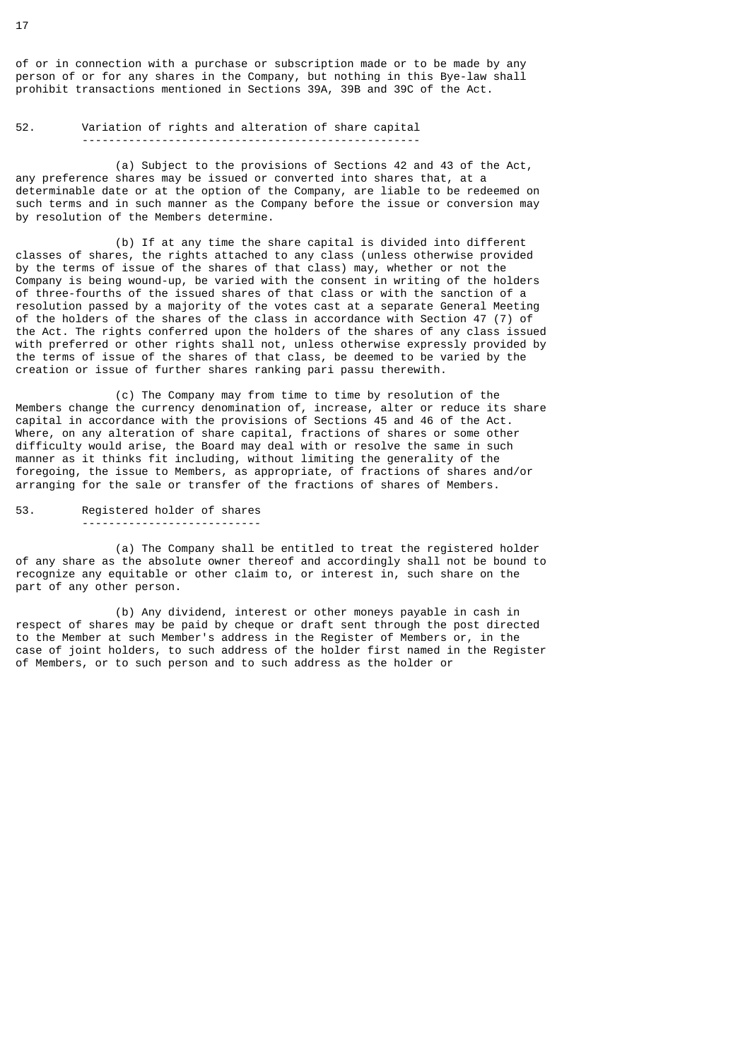of or in connection with a purchase or subscription made or to be made by any person of or for any shares in the Company, but nothing in this Bye-law shall prohibit transactions mentioned in Sections 39A, 39B and 39C of the Act.

## 52. Variation of rights and alteration of share capital

(a) Subject to the provisions of Sections 42 and 43 of the Act, any preference shares may be issued or converted into shares that, at a determinable date or at the option of the Company, are liable to be redeemed on such terms and in such manner as the Company before the issue or conversion may by resolution of the Members determine.

(b) If at any time the share capital is divided into different classes of shares, the rights attached to any class (unless otherwise provided by the terms of issue of the shares of that class) may, whether or not the Company is being wound-up, be varied with the consent in writing of the holders of three-fourths of the issued shares of that class or with the sanction of a resolution passed by a majority of the votes cast at a separate General Meeting of the holders of the shares of the class in accordance with Section 47 (7) of the Act. The rights conferred upon the holders of the shares of any class issued with preferred or other rights shall not, unless otherwise expressly provided by the terms of issue of the shares of that class, be deemed to be varied by the creation or issue of further shares ranking pari passu therewith.

(c) The Company may from time to time by resolution of the Members change the currency denomination of, increase, alter or reduce its share capital in accordance with the provisions of Sections 45 and 46 of the Act. Where, on any alteration of share capital, fractions of shares or some other difficulty would arise, the Board may deal with or resolve the same in such manner as it thinks fit including, without limiting the generality of the foregoing, the issue to Members, as appropriate, of fractions of shares and/or arranging for the sale or transfer of the fractions of shares of Members.

## 53. Registered holder of shares

(a) The Company shall be entitled to treat the registered holder of any share as the absolute owner thereof and accordingly shall not be bound to recognize any equitable or other claim to, or interest in, such share on the part of any other person.

(b) Any dividend, interest or other moneys payable in cash in respect of shares may be paid by cheque or draft sent through the post directed to the Member at such Member's address in the Register of Members or, in the case of joint holders, to such address of the holder first named in the Register of Members, or to such person and to such address as the holder or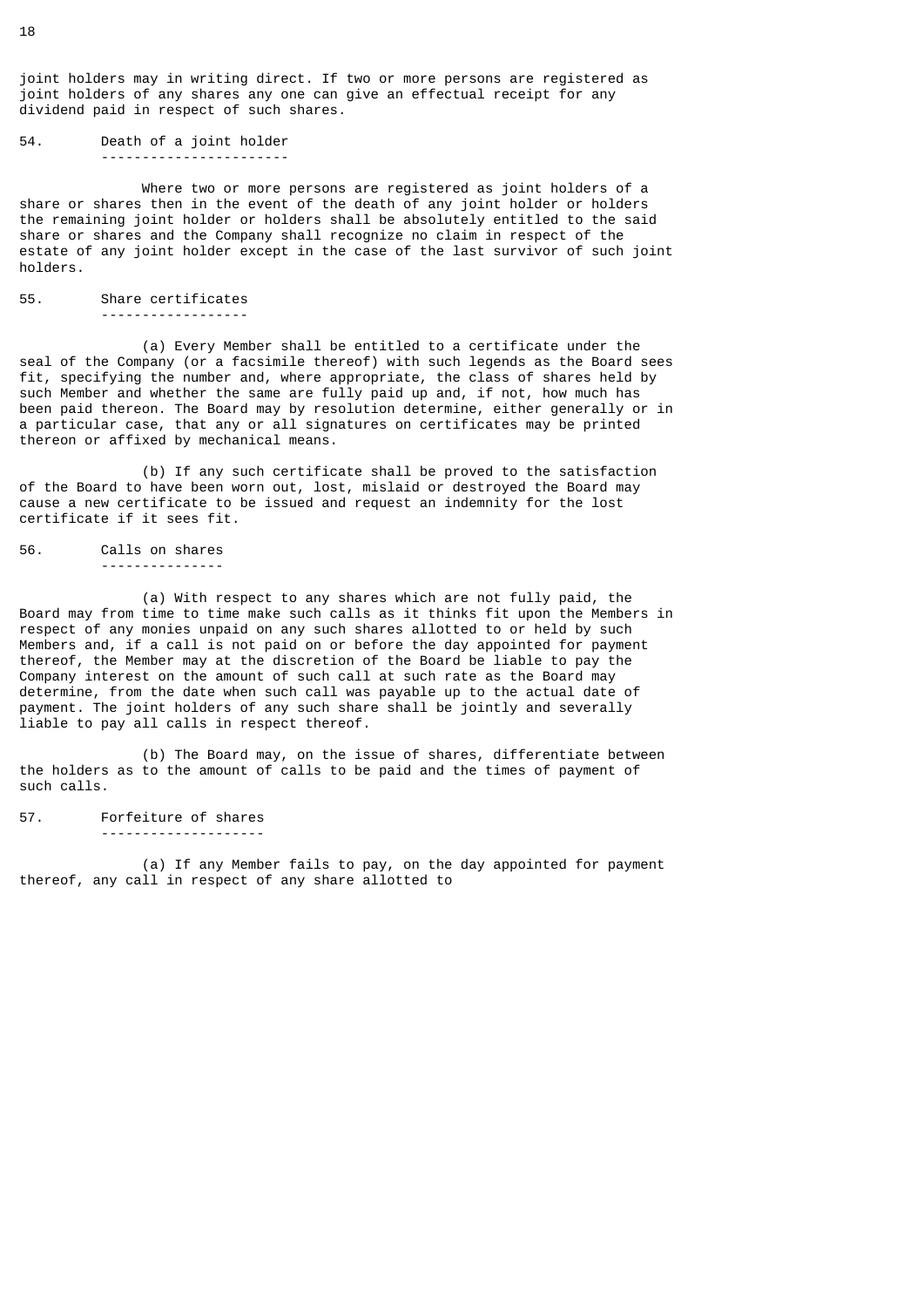joint holders may in writing direct. If two or more persons are registered as joint holders of any shares any one can give an effectual receipt for any dividend paid in respect of such shares.

### 54. Death of a joint holder

Where two or more persons are registered as joint holders of a share or shares then in the event of the death of any joint holder or holders the remaining joint holder or holders shall be absolutely entitled to the said share or shares and the Company shall recognize no claim in respect of the estate of any joint holder except in the case of the last survivor of such joint holders.

### 55. Share certificates

(a) Every Member shall be entitled to a certificate under the seal of the Company (or a facsimile thereof) with such legends as the Board sees fit, specifying the number and, where appropriate, the class of shares held by such Member and whether the same are fully paid up and, if not, how much has been paid thereon. The Board may by resolution determine, either generally or in a particular case, that any or all signatures on certificates may be printed thereon or affixed by mechanical means.

(b) If any such certificate shall be proved to the satisfaction of the Board to have been worn out, lost, mislaid or destroyed the Board may cause a new certificate to be issued and request an indemnity for the lost certificate if it sees fit.

### 56. Calls on shares

(a) With respect to any shares which are not fully paid, the Board may from time to time make such calls as it thinks fit upon the Members in respect of any monies unpaid on any such shares allotted to or held by such Members and, if a call is not paid on or before the day appointed for payment thereof, the Member may at the discretion of the Board be liable to pay the Company interest on the amount of such call at such rate as the Board may determine, from the date when such call was payable up to the actual date of payment. The joint holders of any such share shall be jointly and severally liable to pay all calls in respect thereof.

(b) The Board may, on the issue of shares, differentiate between the holders as to the amount of calls to be paid and the times of payment of such calls.

### 57. Forfeiture of shares

(a) If any Member fails to pay, on the day appointed for payment thereof, any call in respect of any share allotted to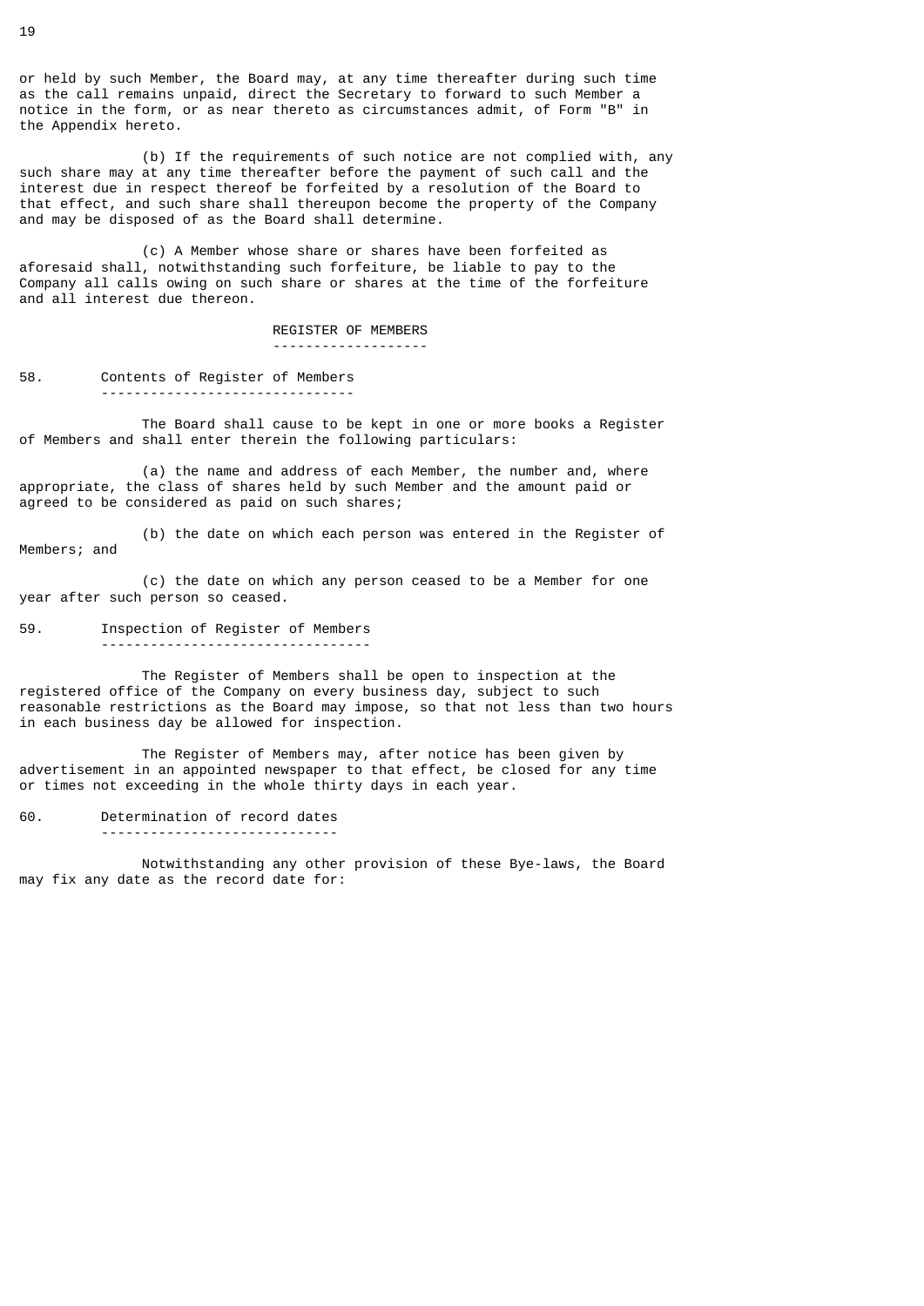or held by such Member, the Board may, at any time thereafter during such time as the call remains unpaid, direct the Secretary to forward to such Member a notice in the form, or as near thereto as circumstances admit, of Form "B" in the Appendix hereto.

(b) If the requirements of such notice are not complied with, any such share may at any time thereafter before the payment of such call and the interest due in respect thereof be forfeited by a resolution of the Board to that effect, and such share shall thereupon become the property of the Company and may be disposed of as the Board shall determine.

(c) A Member whose share or shares have been forfeited as aforesaid shall, notwithstanding such forfeiture, be liable to pay to the Company all calls owing on such share or shares at the time of the forfeiture and all interest due thereon.

## REGISTER OF MEMBERS

### 58. Contents of Register of Members

The Board shall cause to be kept in one or more books a Register of Members and shall enter therein the following particulars:

(a) the name and address of each Member, the number and, where appropriate, the class of shares held by such Member and the amount paid or agreed to be considered as paid on such shares;

(b) the date on which each person was entered in the Register of Members; and

(c) the date on which any person ceased to be a Member for one year after such person so ceased.

### 59. Inspection of Register of Members

The Register of Members shall be open to inspection at the registered office of the Company on every business day, subject to such reasonable restrictions as the Board may impose, so that not less than two hours in each business day be allowed for inspection.

The Register of Members may, after notice has been given by advertisement in an appointed newspaper to that effect, be closed for any time or times not exceeding in the whole thirty days in each year.

### 60. Determination of record dates

Notwithstanding any other provision of these Bye-laws, the Board may fix any date as the record date for: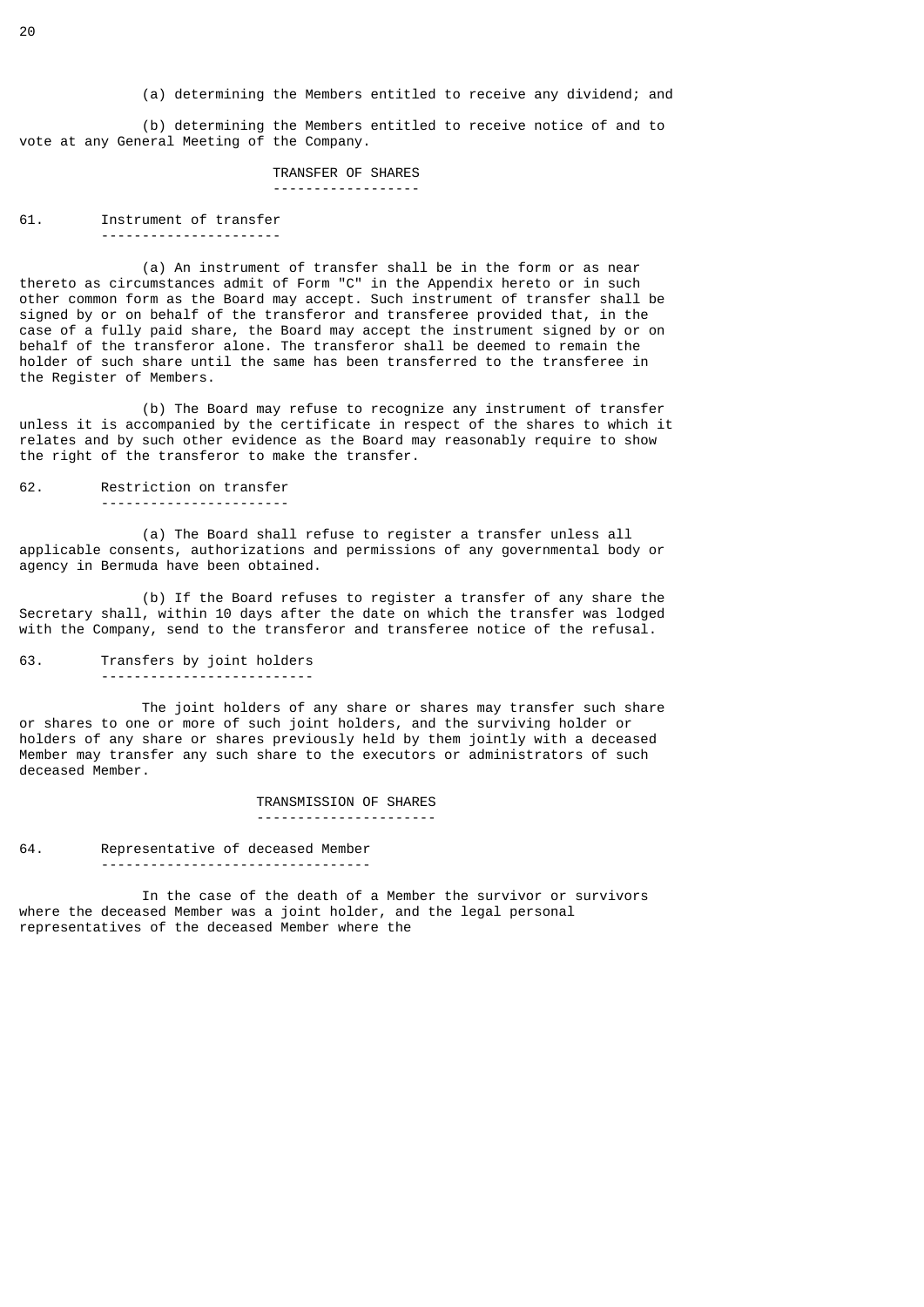(a) determining the Members entitled to receive any dividend; and

(b) determining the Members entitled to receive notice of and to vote at any General Meeting of the Company.

## TRANSFER OF SHARES

### 61. Instrument of transfer

(a) An instrument of transfer shall be in the form or as near thereto as circumstances admit of Form "C" in the Appendix hereto or in such other common form as the Board may accept. Such instrument of transfer shall be signed by or on behalf of the transferor and transferee provided that, in the case of a fully paid share, the Board may accept the instrument signed by or on behalf of the transferor alone. The transferor shall be deemed to remain the holder of such share until the same has been transferred to the transferee in the Register of Members.

(b) The Board may refuse to recognize any instrument of transfer unless it is accompanied by the certificate in respect of the shares to which it relates and by such other evidence as the Board may reasonably require to show the right of the transferor to make the transfer.

### 62. Restriction on transfer

(a) The Board shall refuse to register a transfer unless all applicable consents, authorizations and permissions of any governmental body or agency in Bermuda have been obtained.

(b) If the Board refuses to register a transfer of any share the Secretary shall, within 10 days after the date on which the transfer was lodged with the Company, send to the transferor and transferee notice of the refusal.

### 63. Transfers by joint holders

The joint holders of any share or shares may transfer such share or shares to one or more of such joint holders, and the surviving holder or holders of any share or shares previously held by them jointly with a deceased Member may transfer any such share to the executors or administrators of such deceased Member.

## TRANSMISSION OF SHARES

### 64. Representative of deceased Member

In the case of the death of a Member the survivor or survivors where the deceased Member was a joint holder, and the legal personal representatives of the deceased Member where the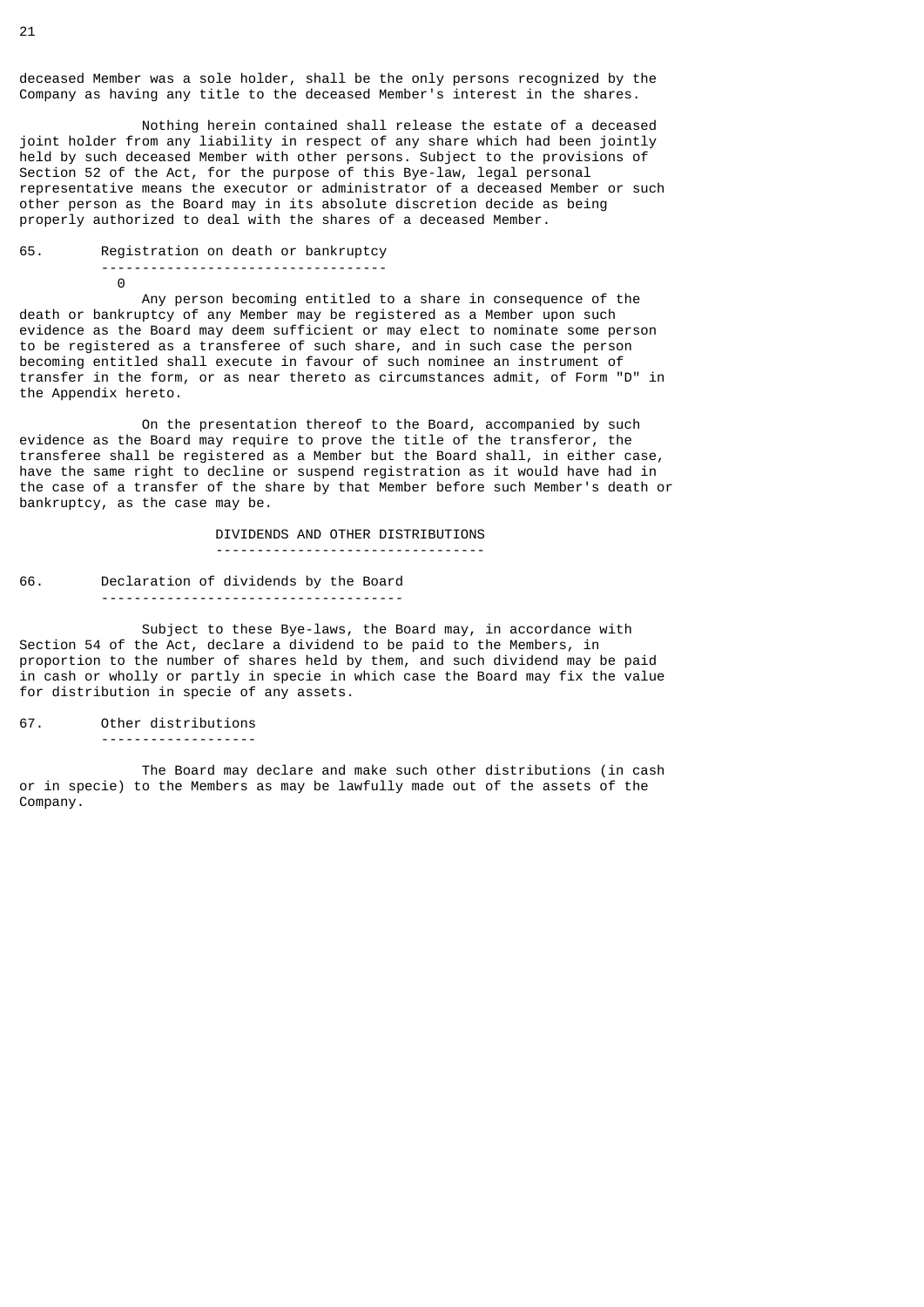deceased Member was a sole holder, shall be the only persons recognized by the Company as having any title to the deceased Member's interest in the shares.

Nothing herein contained shall release the estate of a deceased joint holder from any liability in respect of any share which had been jointly held by such deceased Member with other persons. Subject to the provisions of Section 52 of the Act, for the purpose of this Bye-law, legal personal representative means the executor or administrator of a deceased Member or such other person as the Board may in its absolute discretion decide as being properly authorized to deal with the shares of a deceased Member.

### 65. Registration on death or bankruptcy

0

Any person becoming entitled to a share in consequence of the death or bankruptcy of any Member may be registered as a Member upon such evidence as the Board may deem sufficient or may elect to nominate some person to be registered as a transferee of such share, and in such case the person becoming entitled shall execute in favour of such nominee an instrument of transfer in the form, or as near thereto as circumstances admit, of Form "D" in the Appendix hereto.

On the presentation thereof to the Board, accompanied by such evidence as the Board may require to prove the title of the transferor, the transferee shall be registered as a Member but the Board shall, in either case, have the same right to decline or suspend registration as it would have had in the case of a transfer of the share by that Member before such Member's death or bankruptcy, as the case may be.

## DIVIDENDS AND OTHER DISTRIBUTIONS

### 66. Declaration of dividends by the Board

Subject to these Bye-laws, the Board may, in accordance with Section 54 of the Act, declare a dividend to be paid to the Members, in proportion to the number of shares held by them, and such dividend may be paid in cash or wholly or partly in specie in which case the Board may fix the value for distribution in specie of any assets.

### 67. Other distributions

The Board may declare and make such other distributions (in cash or in specie) to the Members as may be lawfully made out of the assets of the Company.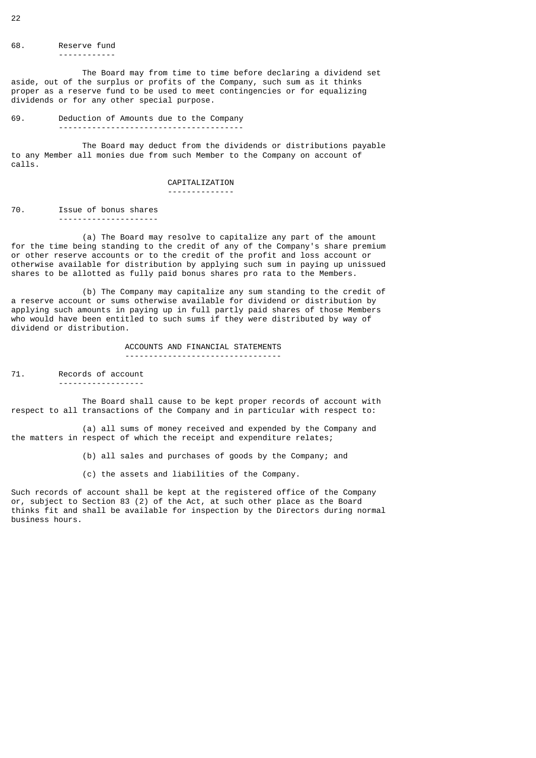### 68. Reserve fund

The Board may from time to time before declaring a dividend set aside, out of the surplus or profits of the Company, such sum as it thinks proper as a reserve fund to be used to meet contingencies or for equalizing dividends or for any other special purpose.

### 69. Deduction of Amounts due to the Company

The Board may deduct from the dividends or distributions payable to any Member all monies due from such Member to the Company on account of calls.

## CAPITALIZATION

### 70. Issue of bonus shares

(a) The Board may resolve to capitalize any part of the amount for the time being standing to the credit of any of the Company's share premium or other reserve accounts or to the credit of the profit and loss account or otherwise available for distribution by applying such sum in paying up unissued shares to be allotted as fully paid bonus shares pro rata to the Members.

(b) The Company may capitalize any sum standing to the credit of a reserve account or sums otherwise available for dividend or distribution by applying such amounts in paying up in full partly paid shares of those Members who would have been entitled to such sums if they were distributed by way of dividend or distribution.

## ACCOUNTS AND FINANCIAL STATEMENTS

### 71. Records of account

The Board shall cause to be kept proper records of account with respect to all transactions of the Company and in particular with respect to:

(a) all sums of money received and expended by the Company and the matters in respect of which the receipt and expenditure relates;

(b) all sales and purchases of goods by the Company; and

(c) the assets and liabilities of the Company.

Such records of account shall be kept at the registered office of the Company or, subject to Section 83 (2) of the Act, at such other place as the Board thinks fit and shall be available for inspection by the Directors during normal business hours.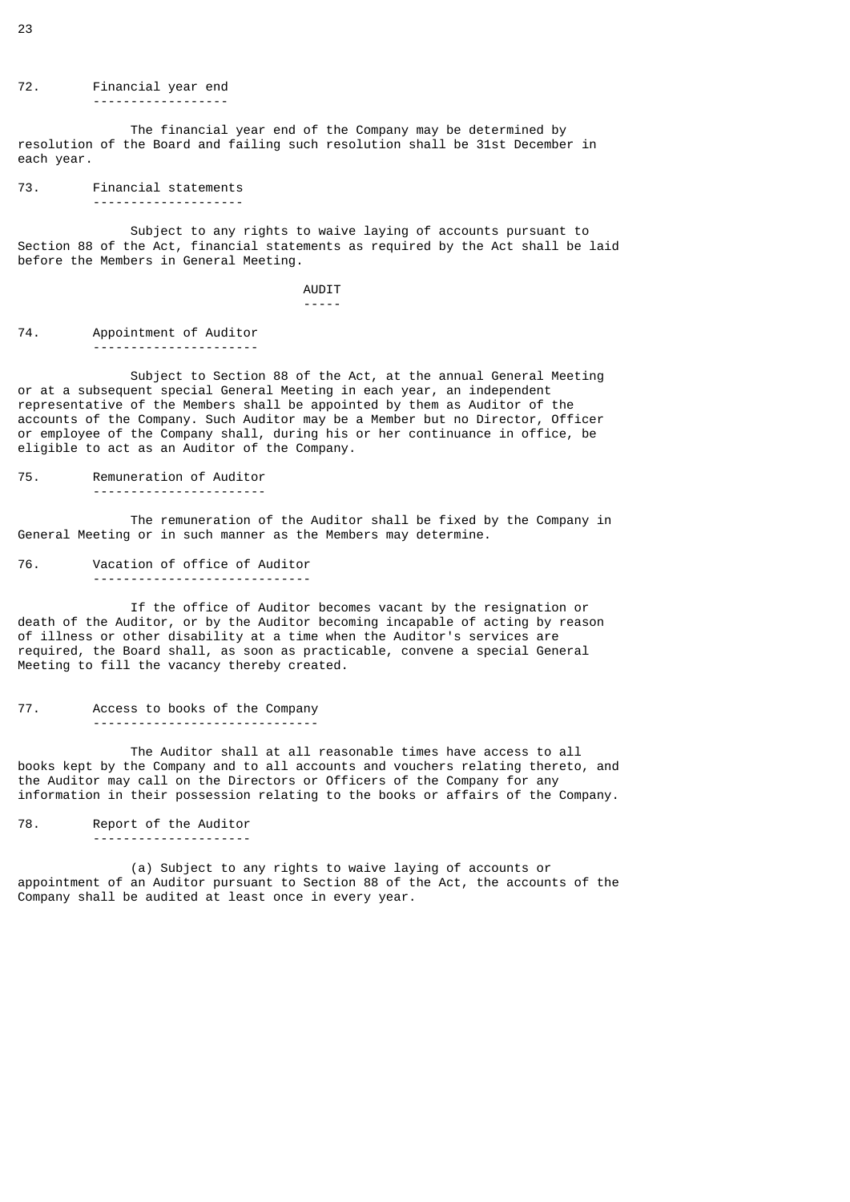### 72. Financial year end

The financial year end of the Company may be determined by resolution of the Board and failing such resolution shall be 31st December in each year.

### 73. Financial statements

Subject to any rights to waive laying of accounts pursuant to Section 88 of the Act, financial statements as required by the Act shall be laid before the Members in General Meeting.

## AUDIT

### 74. Appointment of Auditor

Subject to Section 88 of the Act, at the annual General Meeting or at a subsequent special General Meeting in each year, an independent representative of the Members shall be appointed by them as Auditor of the accounts of the Company. Such Auditor may be a Member but no Director, Officer or employee of the Company shall, during his or her continuance in office, be eligible to act as an Auditor of the Company.

### 75. Remuneration of Auditor

The remuneration of the Auditor shall be fixed by the Company in General Meeting or in such manner as the Members may determine.

### 76. Vacation of office of Auditor

If the office of Auditor becomes vacant by the resignation or death of the Auditor, or by the Auditor becoming incapable of acting by reason of illness or other disability at a time when the Auditor's services are required, the Board shall, as soon as practicable, convene a special General Meeting to fill the vacancy thereby created.

### 77. Access to books of the Company

The Auditor shall at all reasonable times have access to all books kept by the Company and to all accounts and vouchers relating thereto, and the Auditor may call on the Directors or Officers of the Company for any information in their possession relating to the books or affairs of the Company.

### 78. Report of the Auditor

(a) Subject to any rights to waive laying of accounts or appointment of an Auditor pursuant to Section 88 of the Act, the accounts of the Company shall be audited at least once in every year.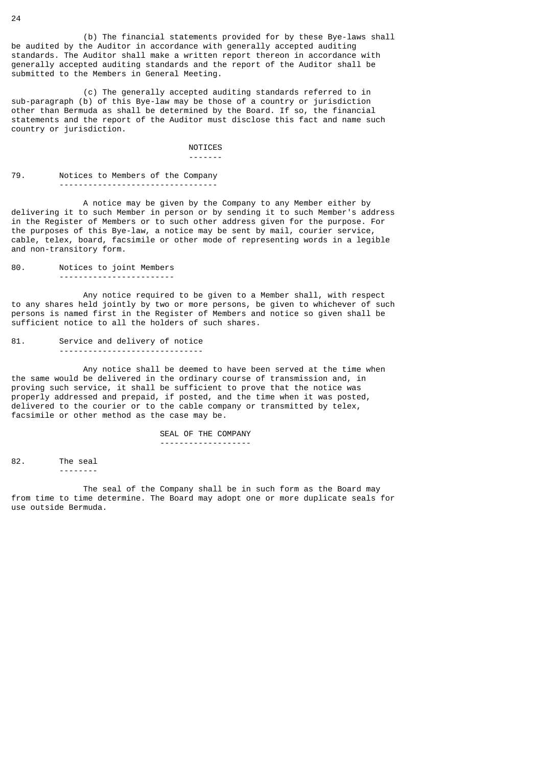(b) The financial statements provided for by these Bye-laws shall be audited by the Auditor in accordance with generally accepted auditing standards. The Auditor shall make a written report thereon in accordance with generally accepted auditing standards and the report of the Auditor shall be submitted to the Members in General Meeting.

(c) The generally accepted auditing standards referred to in sub-paragraph (b) of this Bye-law may be those of a country or jurisdiction other than Bermuda as shall be determined by the Board. If so, the financial statements and the report of the Auditor must disclose this fact and name such country or jurisdiction.

## NOTICES

### 79. Notices to Members of the Company

A notice may be given by the Company to any Member either by delivering it to such Member in person or by sending it to such Member's address in the Register of Members or to such other address given for the purpose. For the purposes of this Bye-law, a notice may be sent by mail, courier service, cable, telex, board, facsimile or other mode of representing words in a legible and non-transitory form.

### 80. Notices to joint Members

Any notice required to be given to a Member shall, with respect to any shares held jointly by two or more persons, be given to whichever of such persons is named first in the Register of Members and notice so given shall be sufficient notice to all the holders of such shares.

### 81. Service and delivery of notice

Any notice shall be deemed to have been served at the time when the same would be delivered in the ordinary course of transmission and, in proving such service, it shall be sufficient to prove that the notice was properly addressed and prepaid, if posted, and the time when it was posted, delivered to the courier or to the cable company or transmitted by telex, facsimile or other method as the case may be.

## SEAL OF THE COMPANY

### 82. The seal

The seal of the Company shall be in such form as the Board may from time to time determine. The Board may adopt one or more duplicate seals for use outside Bermuda.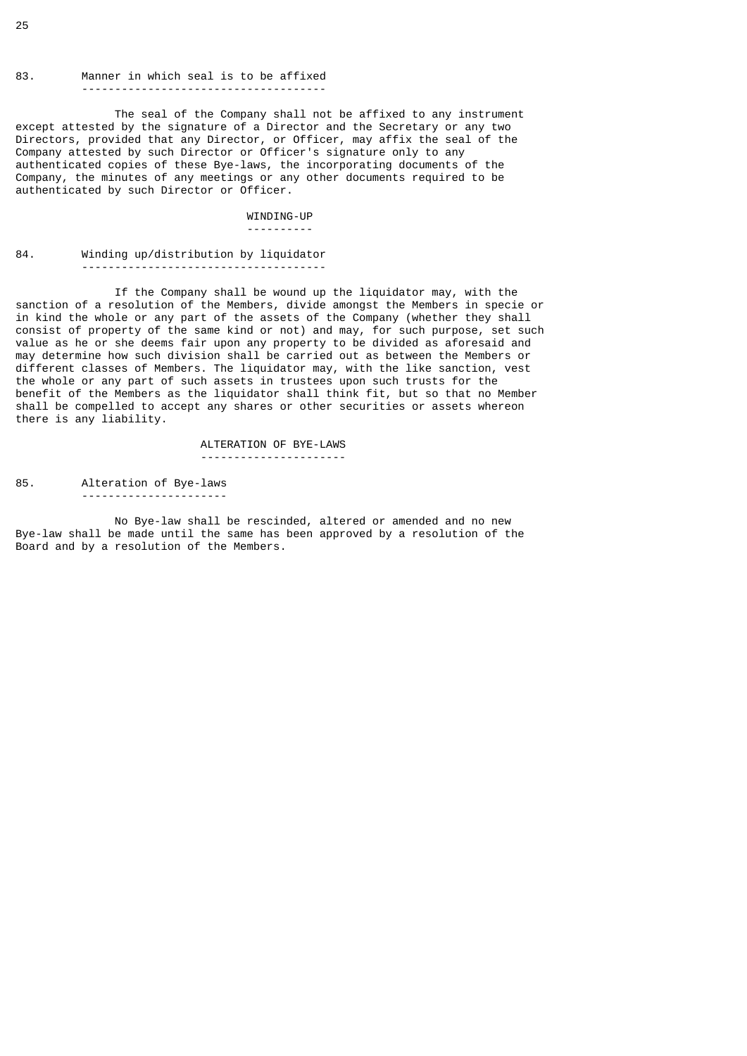### 83. Manner in which seal is to be affixed

The seal of the Company shall not be affixed to any instrument except attested by the signature of a Director and the Secretary or any two Directors, provided that any Director, or Officer, may affix the seal of the Company attested by such Director or Officer's signature only to any authenticated copies of these Bye-laws, the incorporating documents of the Company, the minutes of any meetings or any other documents required to be authenticated by such Director or Officer.

## WINDING-UP

### 84. Winding up/distribution by liquidator

If the Company shall be wound up the liquidator may, with the sanction of a resolution of the Members, divide amongst the Members in specie or in kind the whole or any part of the assets of the Company (whether they shall consist of property of the same kind or not) and may, for such purpose, set such value as he or she deems fair upon any property to be divided as aforesaid and may determine how such division shall be carried out as between the Members or different classes of Members. The liquidator may, with the like sanction, vest the whole or any part of such assets in trustees upon such trusts for the benefit of the Members as the liquidator shall think fit, but so that no Member shall be compelled to accept any shares or other securities or assets whereon there is any liability.

## ALTERATION OF BYE-LAWS

### 85. Alteration of Bye-laws

No Bye-law shall be rescinded, altered or amended and no new Bye-law shall be made until the same has been approved by a resolution of the Board and by a resolution of the Members.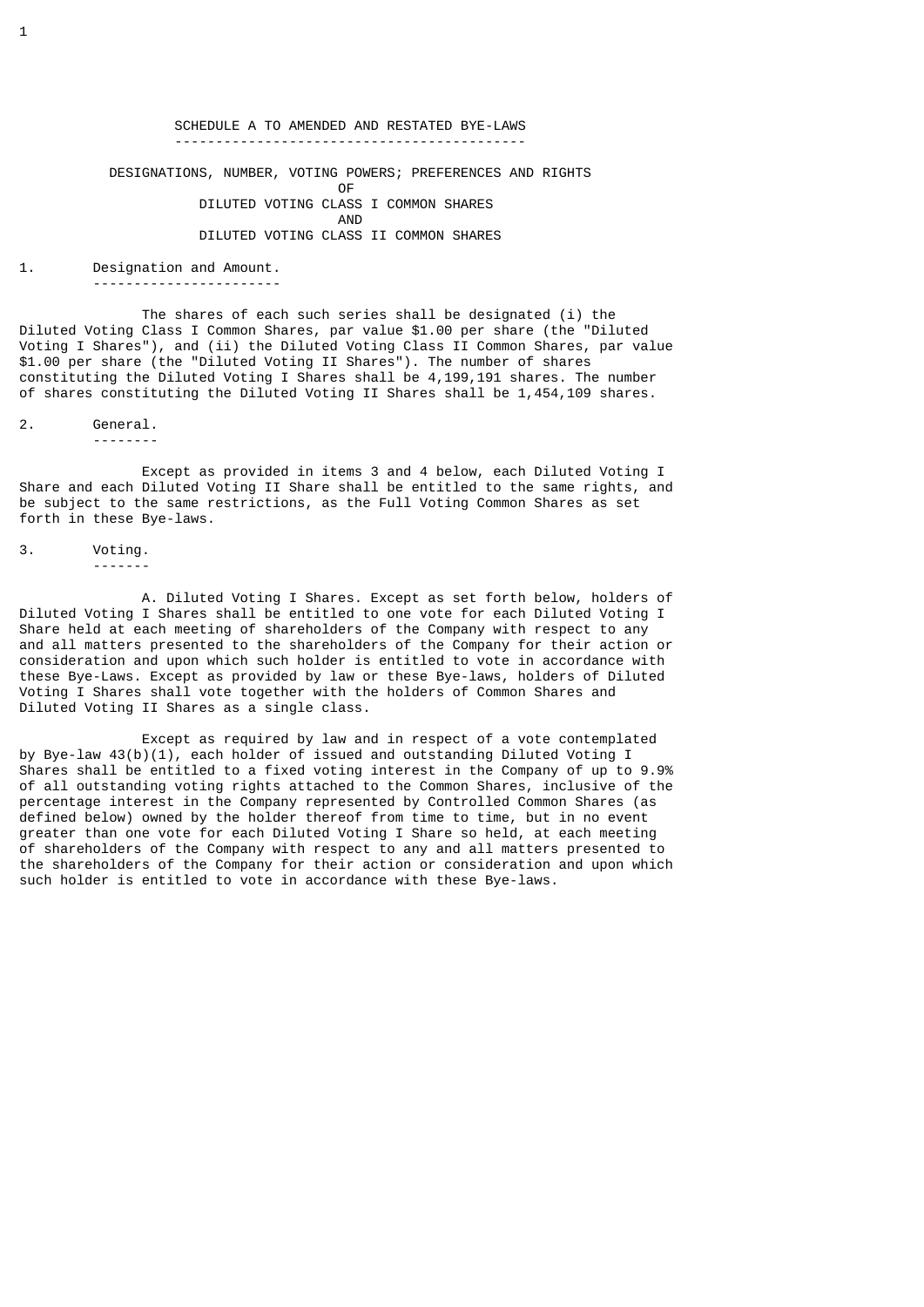# SCHEDULE A TO AMENDED AND RESTATED BYE-LAWS

## DESIGNATIONS, NUMBER, VOTING POWERS; PREFERENCES AND RIGHTS OF DILUTED VOTING CLASS I COMMON SHARES AND DILUTED VOTING CLASS II COMMON SHARES

### 1. Designation and Amount.

The shares of each such series shall be designated (i) the Diluted Voting Class I Common Shares, par value $1.00 per share (the "Diluted Voting I Shares"), and (ii) the Diluted Voting Class II Common Shares, par value $1.00 per share (the "Diluted Voting II Shares"). The number of shares constituting the Diluted Voting I Shares shall be 4,199,191 shares. The number of shares constituting the Diluted Voting II Shares shall be 1,454,109 shares.

### 2. General.

Except as provided in items 3 and 4 below, each Diluted Voting I Share and each Diluted Voting II Share shall be entitled to the same rights, and be subject to the same restrictions, as the Full Voting Common Shares as set forth in these Bye-laws.

### 3. Voting.

A. Diluted Voting I Shares. Except as set forth below, holders of Diluted Voting I Shares shall be entitled to one vote for each Diluted Voting I Share held at each meeting of shareholders of the Company with respect to any and all matters presented to the shareholders of the Company for their action or consideration and upon which such holder is entitled to vote in accordance with these Bye-Laws. Except as provided by law or these Bye-laws, holders of Diluted Voting I Shares shall vote together with the holders of Common Shares and Diluted Voting II Shares as a single class.

Except as required by law and in respect of a vote contemplated by Bye-law 43(b)(1), each holder of issued and outstanding Diluted Voting I Shares shall be entitled to a fixed voting interest in the Company of up to 9.9% of all outstanding voting rights attached to the Common Shares, inclusive of the percentage interest in the Company represented by Controlled Common Shares (as defined below) owned by the holder thereof from time to time, but in no event greater than one vote for each Diluted Voting I Share so held, at each meeting of shareholders of the Company with respect to any and all matters presented to the shareholders of the Company for their action or consideration and upon which such holder is entitled to vote in accordance with these Bye-laws.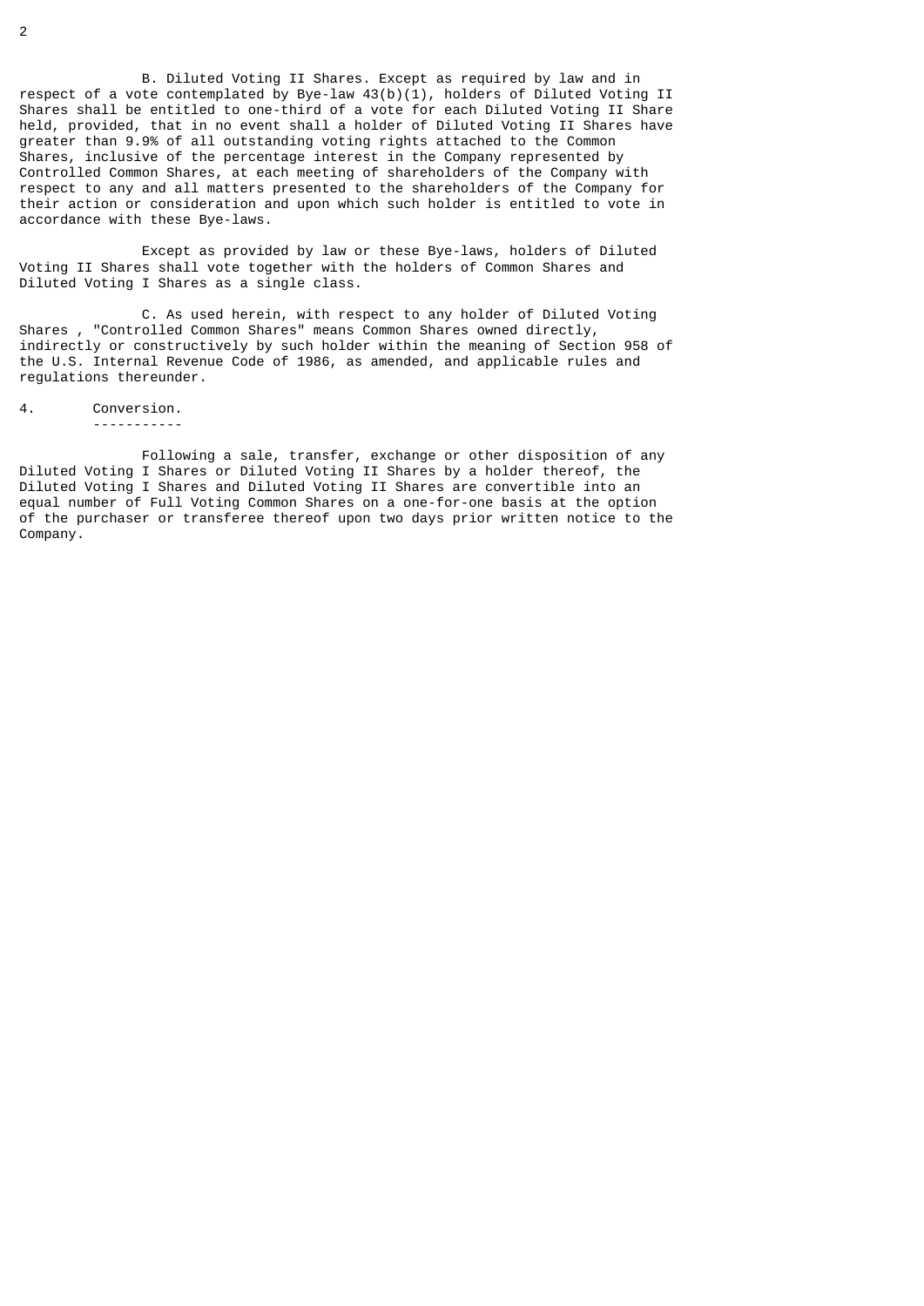B. Diluted Voting II Shares. Except as required by law and in respect of a vote contemplated by Bye-law 43(b)(1), holders of Diluted Voting II Shares shall be entitled to one-third of a vote for each Diluted Voting II Share held, provided, that in no event shall a holder of Diluted Voting II Shares have greater than 9.9% of all outstanding voting rights attached to the Common Shares, inclusive of the percentage interest in the Company represented by Controlled Common Shares, at each meeting of shareholders of the Company with respect to any and all matters presented to the shareholders of the Company for their action or consideration and upon which such holder is entitled to vote in accordance with these Bye-laws.

Except as provided by law or these Bye-laws, holders of Diluted Voting II Shares shall vote together with the holders of Common Shares and Diluted Voting I Shares as a single class.

C. As used herein, with respect to any holder of Diluted Voting Shares , "Controlled Common Shares" means Common Shares owned directly, indirectly or constructively by such holder within the meaning of Section 958 of the U.S. Internal Revenue Code of 1986, as amended, and applicable rules and regulations thereunder.

4. Conversion.

Following a sale, transfer, exchange or other disposition of any Diluted Voting I Shares or Diluted Voting II Shares by a holder thereof, the Diluted Voting I Shares and Diluted Voting II Shares are convertible into an equal number of Full Voting Common Shares on a one-for-one basis at the option of the purchaser or transferee thereof upon two days prior written notice to the Company.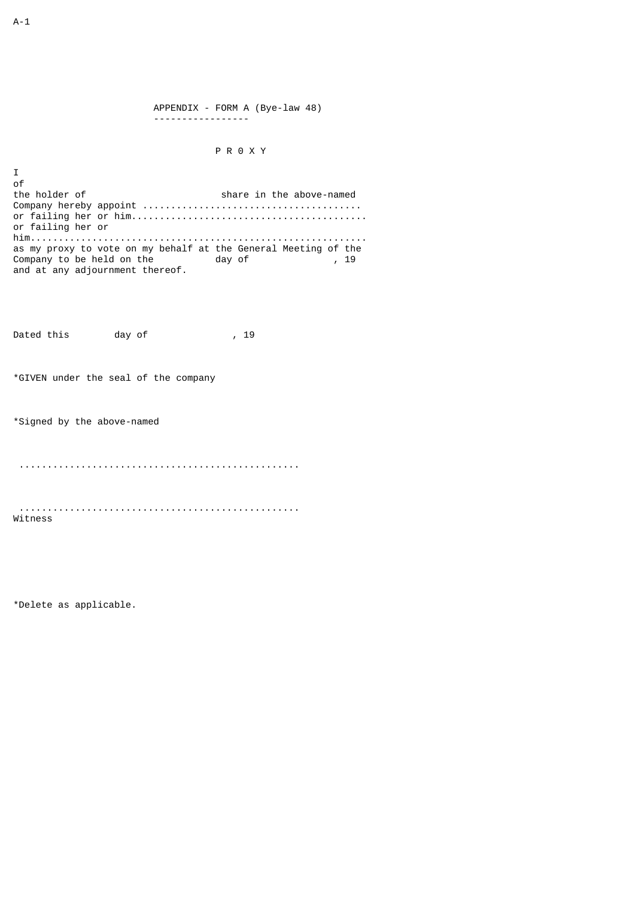## APPENDIX - FORM A (Bye-law 48)

### P R 0 X Y

I
of
the holder of share in the above-named Company hereby appoint ......................................
or failing her or him.........................................
or failing her or him..........................................................
as my proxy to vote on my behalf at the General Meeting of the Company to be held on the day of , 19
and at any adjournment thereof.

Dated this day of , 19

*GIVEN under the seal of the company

*Signed by the above-named

.................................................

.................................................
Witness

*Delete as applicable.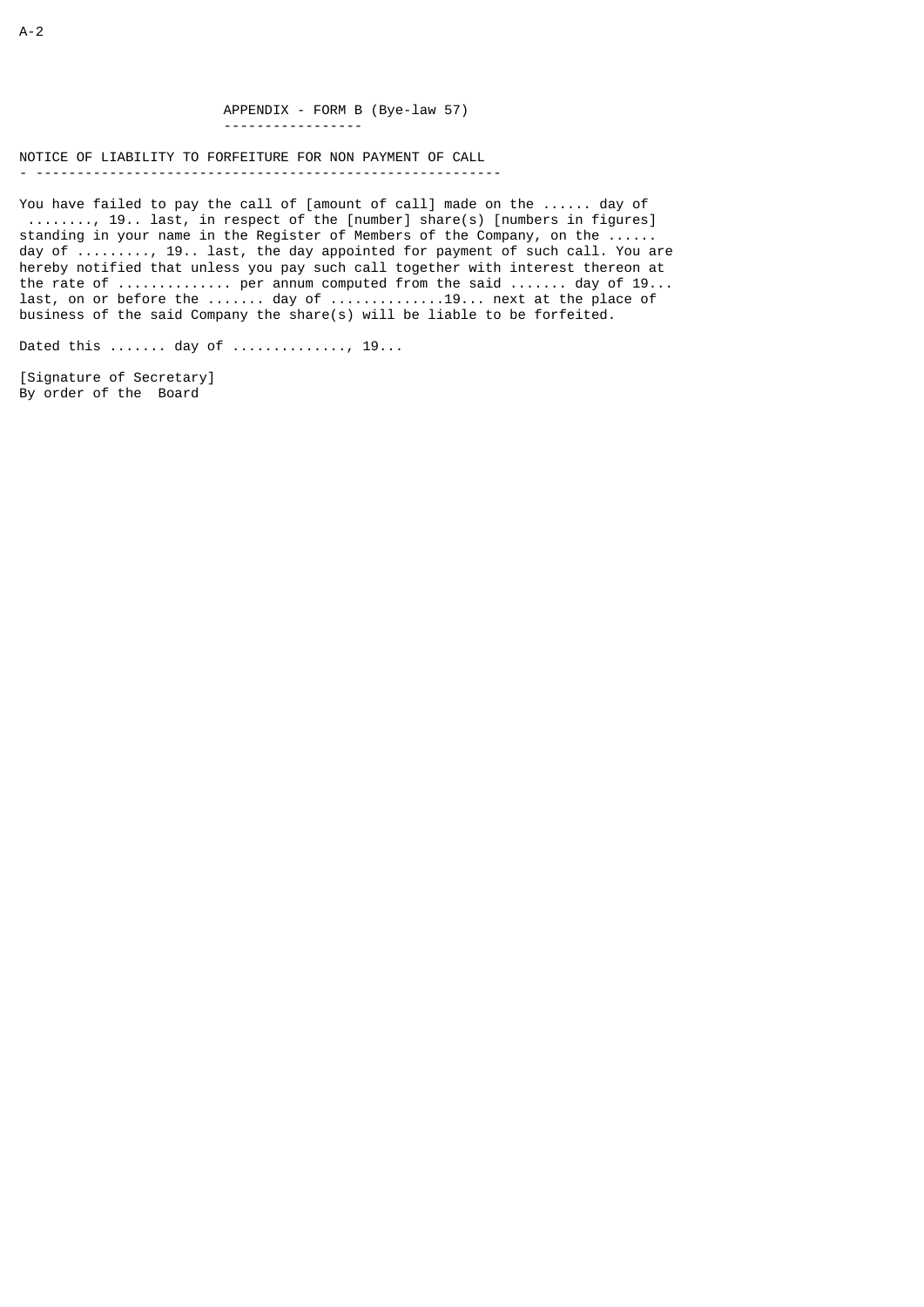## APPENDIX - FORM B (Bye-law 57)

### NOTICE OF LIABILITY TO FORFEITURE FOR NON PAYMENT OF CALL

You have failed to pay the call of [amount of call] made on the ...... day of ........, 19.. last, in respect of the [number] share(s) [numbers in figures] standing in your name in the Register of Members of the Company, on the ...... day of ........., 19.. last, the day appointed for payment of such call. You are hereby notified that unless you pay such call together with interest thereon at the rate of .............. per annum computed from the said ....... day of 19... last, on or before the ....... day of ..............19... next at the place of business of the said Company the share(s) will be liable to be forfeited.

Dated this ....... day of .............., 19...

[Signature of Secretary]
By order of the Board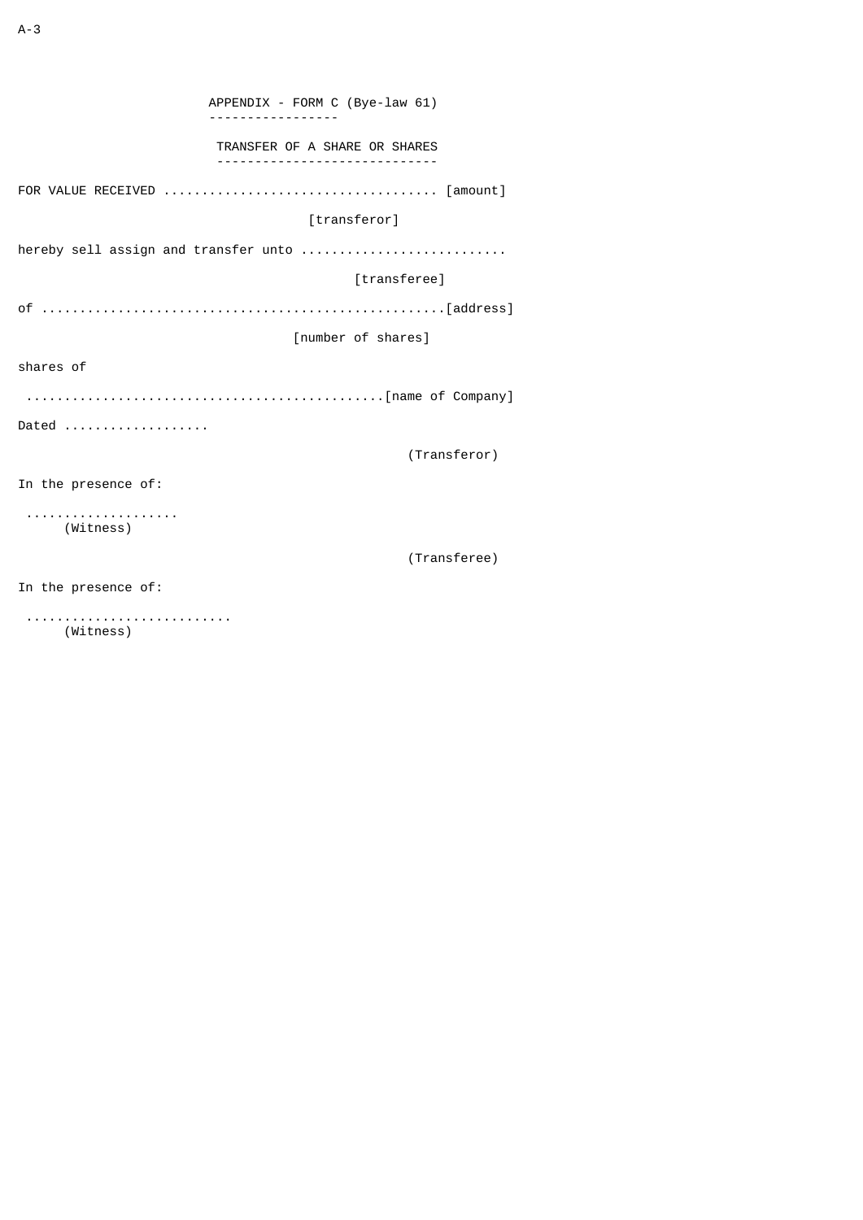## APPENDIX - FORM C (Bye-law 61)

## TRANSFER OF A SHARE OR SHARES

FOR VALUE RECEIVED .................................... [amount]

[transferor]

hereby sell assign and transfer unto ...........................

[transferee]

of ....................................................[address]

[number of shares]

shares of

..............................................[name of Company]

Dated ...................

(Transferor)

In the presence of:

....................
(Witness)

(Transferee)

In the presence of:

...........................
(Witness)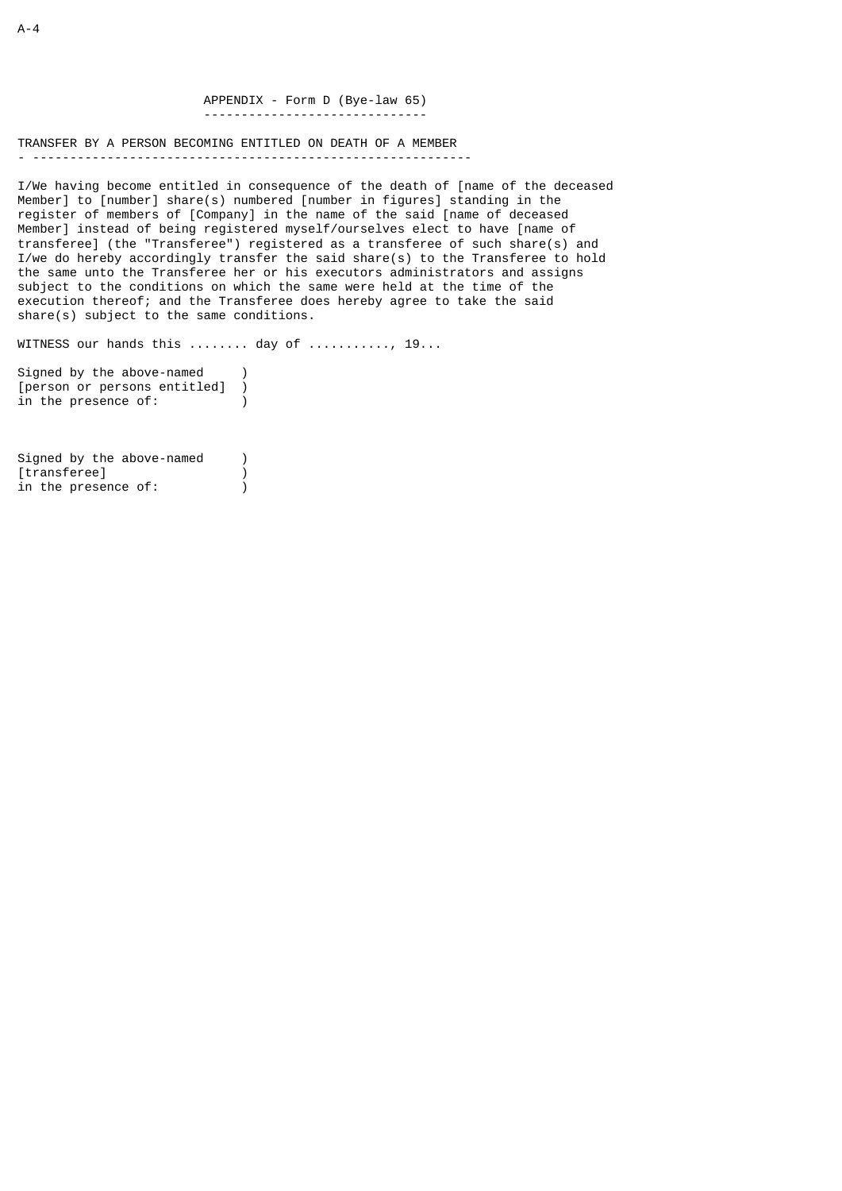## APPENDIX - Form D (Bye-law 65)

### TRANSFER BY A PERSON BECOMING ENTITLED ON DEATH OF A MEMBER

I/We having become entitled in consequence of the death of [name of the deceased Member] to [number] share(s) numbered [number in figures] standing in the register of members of [Company] in the name of the said [name of deceased Member] instead of being registered myself/ourselves elect to have [name of transferee] (the "Transferee") registered as a transferee of such share(s) and I/we do hereby accordingly transfer the said share(s) to the Transferee to hold the same unto the Transferee her or his executors administrators and assigns subject to the conditions on which the same were held at the time of the execution thereof; and the Transferee does hereby agree to take the said share(s) subject to the same conditions.

WITNESS our hands this ........ day of ..........., 19...

Signed by the above-named )
[person or persons entitled] )
in the presence of: )

Signed by the above-named )
[transferee] )
in the presence of: )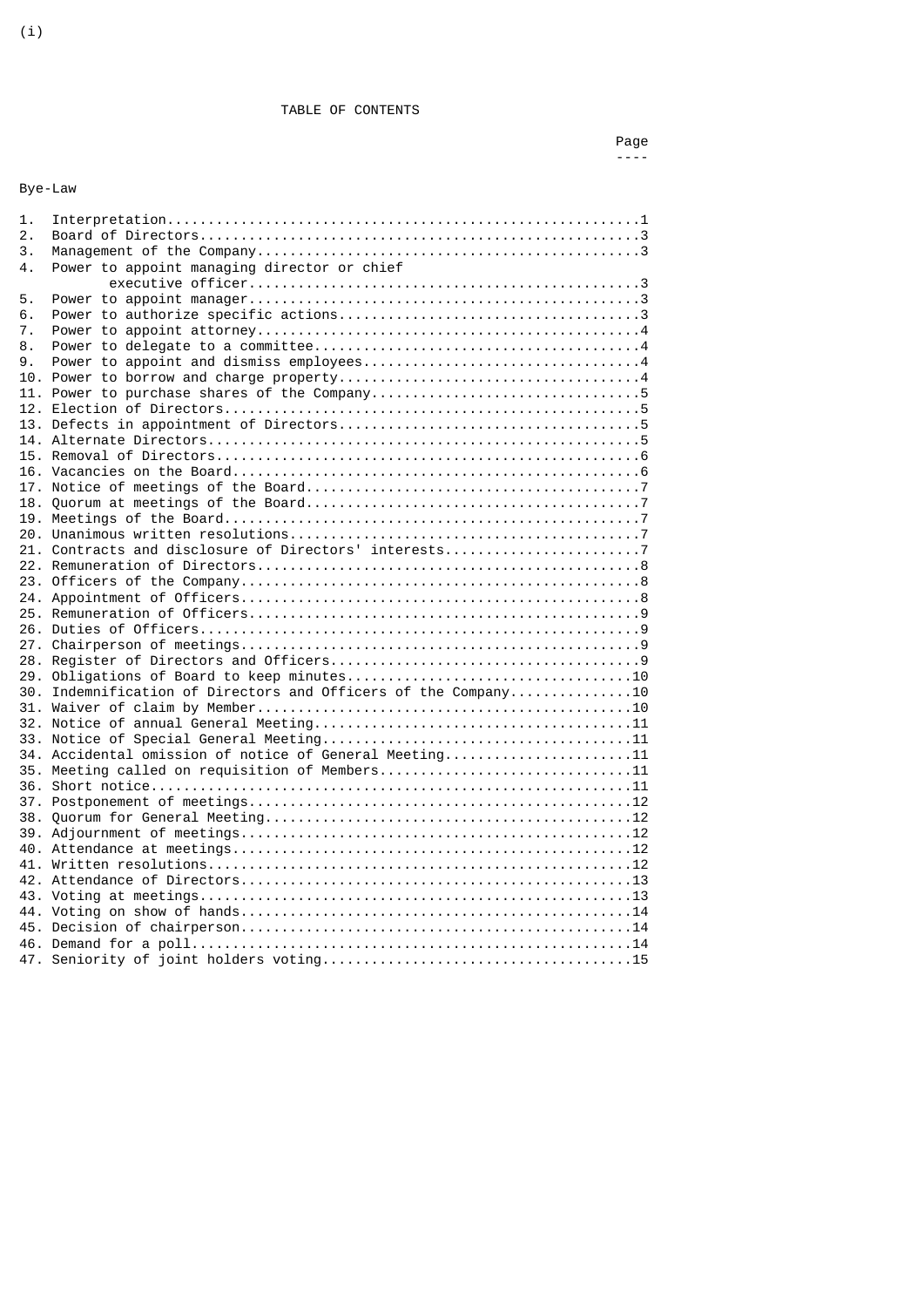(i)

# TABLE OF CONTENTS

| Bye-Law | | Page |
|---|---|---|
| 1. | Interpretation | 1 |
| 2. | Board of Directors | 3 |
| 3. | Management of the Company | 3 |
| 4. | Power to appoint managing director or chief executive officer | 3 |
| 5. | Power to appoint manager | 3 |
| 6. | Power to authorize specific actions | 3 |
| 7. | Power to appoint attorney | 4 |
| 8. | Power to delegate to a committee | 4 |
| 9. | Power to appoint and dismiss employees | 4 |
| 10. | Power to borrow and charge property | 4 |
| 11. | Power to purchase shares of the Company | 5 |
| 12. | Election of Directors | 5 |
| 13. | Defects in appointment of Directors | 5 |
| 14. | Alternate Directors | 5 |
| 15. | Removal of Directors | 6 |
| 16. | Vacancies on the Board | 6 |
| 17. | Notice of meetings of the Board | 7 |
| 18. | Quorum at meetings of the Board | 7 |
| 19. | Meetings of the Board | 7 |
| 20. | Unanimous written resolutions | 7 |
| 21. | Contracts and disclosure of Directors' interests | 7 |
| 22. | Remuneration of Directors | 8 |
| 23. | Officers of the Company | 8 |
| 24. | Appointment of Officers | 8 |
| 25. | Remuneration of Officers | 9 |
| 26. | Duties of Officers | 9 |
| 27. | Chairperson of meetings | 9 |
| 28. | Register of Directors and Officers | 9 |
| 29. | Obligations of Board to keep minutes | 10 |
| 30. | Indemnification of Directors and Officers of the Company | 10 |
| 31. | Waiver of claim by Member | 10 |
| 32. | Notice of annual General Meeting | 11 |
| 33. | Notice of Special General Meeting | 11 |
| 34. | Accidental omission of notice of General Meeting | 11 |
| 35. | Meeting called on requisition of Members | 11 |
| 36. | Short notice | 11 |
| 37. | Postponement of meetings | 12 |
| 38. | Quorum for General Meeting | 12 |
| 39. | Adjournment of meetings | 12 |
| 40. | Attendance at meetings | 12 |
| 41. | Written resolutions | 12 |
| 42. | Attendance of Directors | 13 |
| 43. | Voting at meetings | 13 |
| 44. | Voting on show of hands | 14 |
| 45. | Decision of chairperson | 14 |
| 46. | Demand for a poll | 14 |
| 47. | Seniority of joint holders voting | 15 |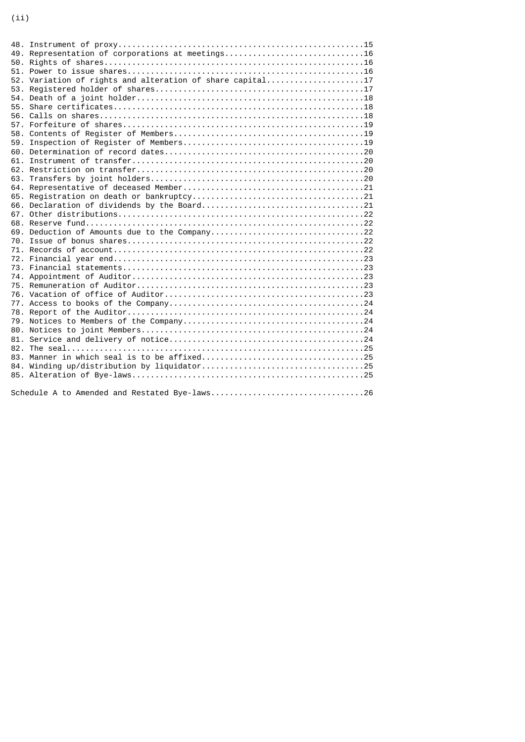48. Instrument of proxy.....................................................15
49. Representation of corporations at meetings..............................16
50. Rights of shares........................................................16
51. Power to issue shares...................................................16
52. Variation of rights and alteration of share capital.....................17
53. Registered holder of shares.............................................17
54. Death of a joint holder.................................................18
55. Share certificates.......................................................18
56. Calls on shares.........................................................18
57. Forfeiture of shares....................................................19
58. Contents of Register of Members.........................................19
59. Inspection of Register of Members.......................................19
60. Determination of record dates...........................................20
61. Instrument of transfer..................................................20
62. Restriction on transfer.................................................20
63. Transfers by joint holders..............................................20
64. Representative of deceased Member.......................................21
65. Registration on death or bankruptcy.....................................21
66. Declaration of dividends by the Board...................................21
67. Other distributions.....................................................22
68. Reserve fund............................................................22
69. Deduction of Amounts due to the Company.................................22
70. Issue of bonus shares...................................................22
71. Records of account......................................................22
72. Financial year end......................................................23
73. Financial statements....................................................23
74. Appointment of Auditor..................................................23
75. Remuneration of Auditor.................................................23
76. Vacation of office of Auditor...........................................23
77. Access to books of the Company..........................................24
78. Report of the Auditor...................................................24
79. Notices to Members of the Company.......................................24
80. Notices to joint Members................................................24
81. Service and delivery of notice..........................................24
82. The seal................................................................25
83. Manner in which seal is to be affixed...................................25
84. Winding up/distribution by liquidator...................................25
85. Alteration of Bye-laws..................................................25

Schedule A to Amended and Restated Bye-laws.................................26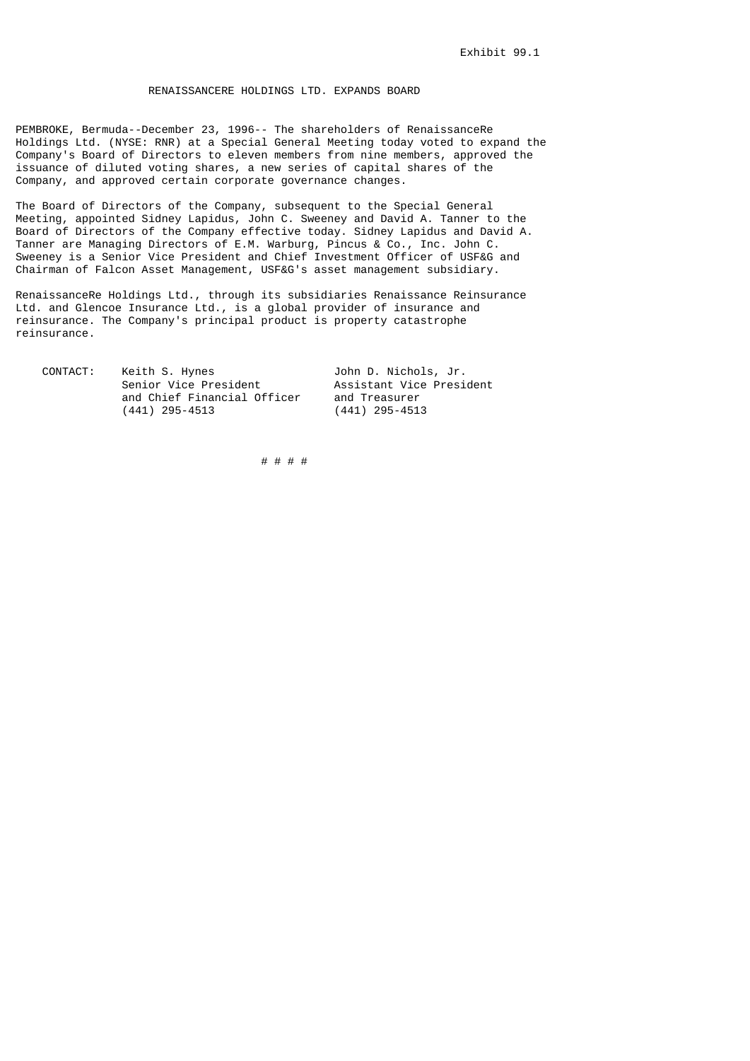Exhibit 99.1

# RENAISSANCERE HOLDINGS LTD. EXPANDS BOARD

PEMBROKE, Bermuda--December 23, 1996-- The shareholders of RenaissanceRe Holdings Ltd. (NYSE: RNR) at a Special General Meeting today voted to expand the Company's Board of Directors to eleven members from nine members, approved the issuance of diluted voting shares, a new series of capital shares of the Company, and approved certain corporate governance changes.

The Board of Directors of the Company, subsequent to the Special General Meeting, appointed Sidney Lapidus, John C. Sweeney and David A. Tanner to the Board of Directors of the Company effective today. Sidney Lapidus and David A. Tanner are Managing Directors of E.M. Warburg, Pincus & Co., Inc. John C. Sweeney is a Senior Vice President and Chief Investment Officer of USF&G and Chairman of Falcon Asset Management, USF&G's asset management subsidiary.

RenaissanceRe Holdings Ltd., through its subsidiaries Renaissance Reinsurance Ltd. and Glencoe Insurance Ltd., is a global provider of insurance and reinsurance. The Company's principal product is property catastrophe reinsurance.

| CONTACT: | Keith S. Hynes | John D. Nichols, Jr. |
|---|---|---|
| | Senior Vice President | Assistant Vice President |
| | and Chief Financial Officer | and Treasurer |
| | (441) 295-4513 | (441) 295-4513 |

# # # #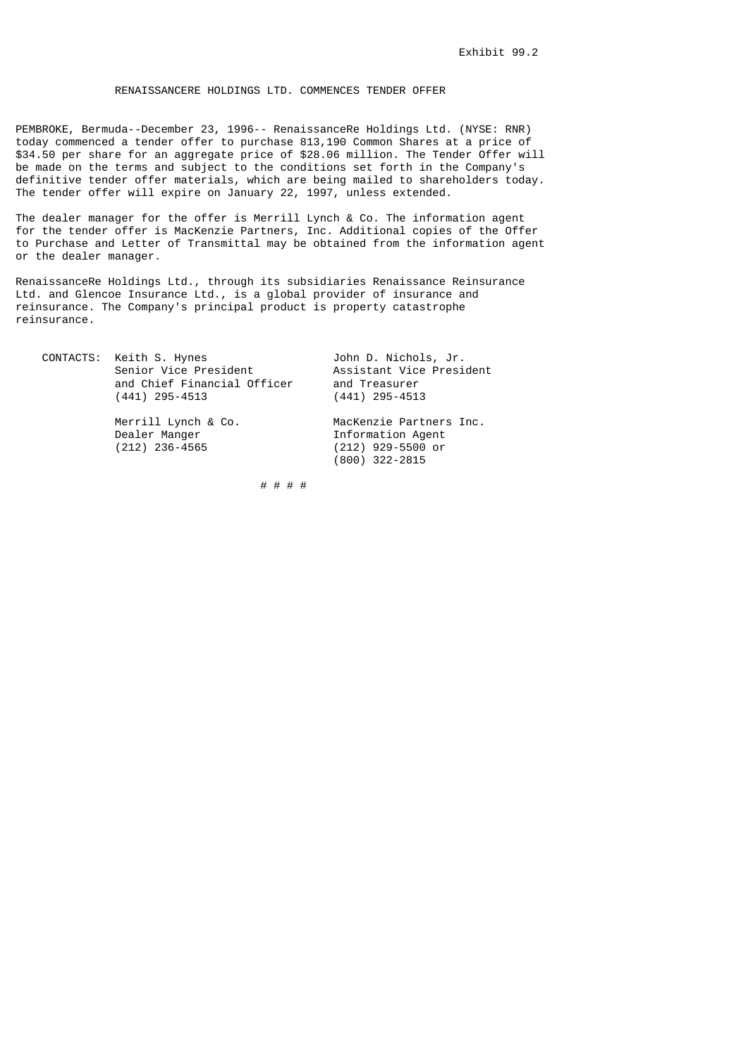Exhibit 99.2

# RENAISSANCERE HOLDINGS LTD. COMMENCES TENDER OFFER

PEMBROKE, Bermuda--December 23, 1996-- RenaissanceRe Holdings Ltd. (NYSE: RNR) today commenced a tender offer to purchase 813,190 Common Shares at a price of $34.50 per share for an aggregate price of $28.06 million. The Tender Offer will be made on the terms and subject to the conditions set forth in the Company's definitive tender offer materials, which are being mailed to shareholders today. The tender offer will expire on January 22, 1997, unless extended.

The dealer manager for the offer is Merrill Lynch & Co. The information agent for the tender offer is MacKenzie Partners, Inc. Additional copies of the Offer to Purchase and Letter of Transmittal may be obtained from the information agent or the dealer manager.

RenaissanceRe Holdings Ltd., through its subsidiaries Renaissance Reinsurance Ltd. and Glencoe Insurance Ltd., is a global provider of insurance and reinsurance. The Company's principal product is property catastrophe reinsurance.

| | | |
|---|---|---|
| CONTACTS: | Keith S. Hynes<br>Senior Vice President<br>and Chief Financial Officer<br>(441) 295-4513 | John D. Nichols, Jr.<br>Assistant Vice President<br>and Treasurer<br>(441) 295-4513 |
| | Merrill Lynch & Co.<br>Dealer Manger<br>(212) 236-4565 | MacKenzie Partners Inc.<br>Information Agent<br>(212) 929-5500 or<br>(800) 322-2815 |

# # # #